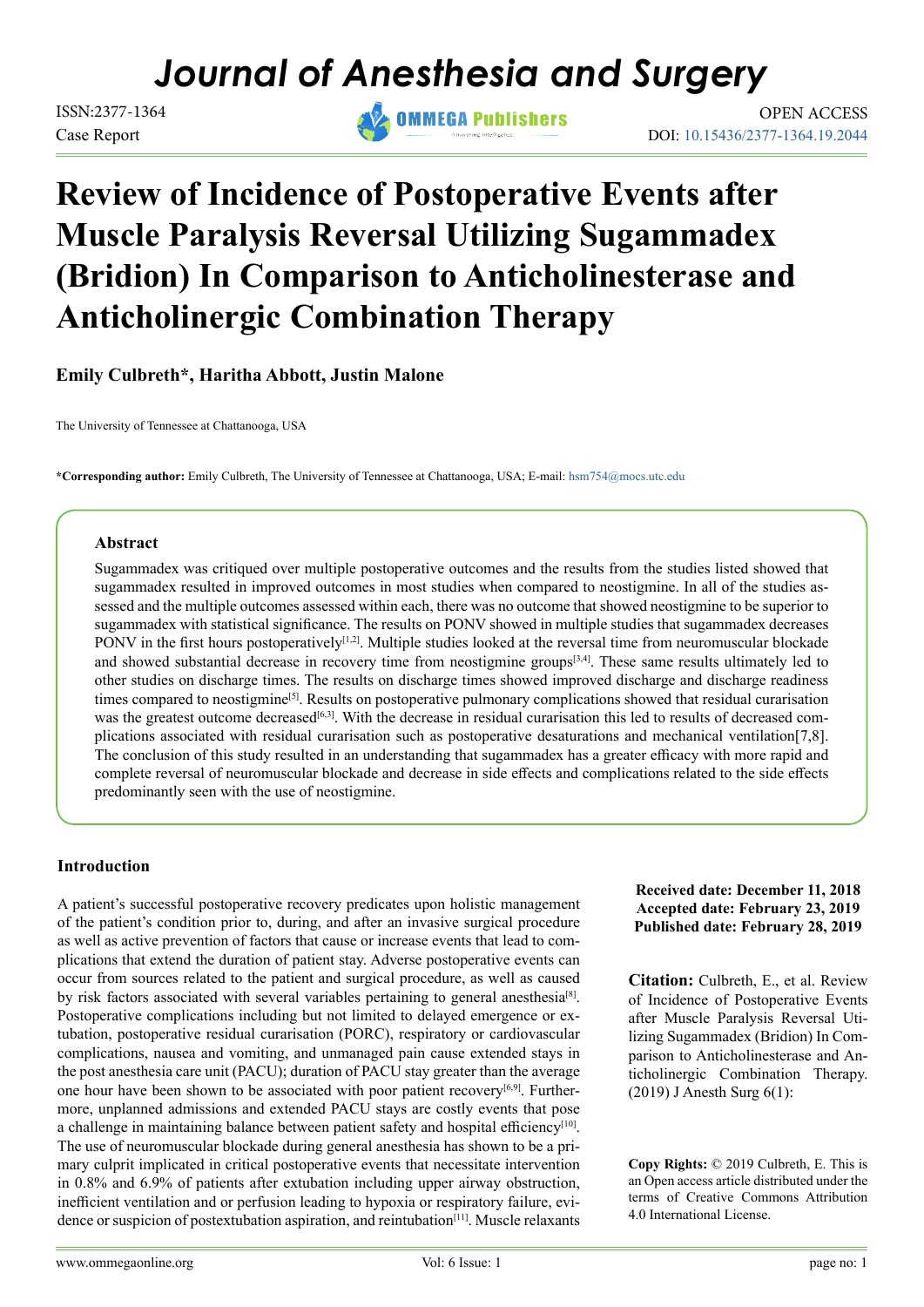# Journal of Anesthesia and Surgery

ISSN:2377-1364
Case Report

OPEN ACCESS
DOI: 10.15436/2377-1364.19.2044

# Review of Incidence of Postoperative Events after Muscle Paralysis Reversal Utilizing Sugammadex (Bridion) In Comparison to Anticholinesterase and Anticholinergic Combination Therapy

**Emily Culbreth\*, Haritha Abbott, Justin Malone**

The University of Tennessee at Chattanooga, USA

**\*Corresponding author:** Emily Culbreth, The University of Tennessee at Chattanooga, USA; E-mail: hsm754@mocs.utc.edu

### Abstract

Sugammadex was critiqued over multiple postoperative outcomes and the results from the studies listed showed that sugammadex resulted in improved outcomes in most studies when compared to neostigmine. In all of the studies assessed and the multiple outcomes assessed within each, there was no outcome that showed neostigmine to be superior to sugammadex with statistical significance. The results on PONV showed in multiple studies that sugammadex decreases PONV in the first hours postoperatively[1,2]. Multiple studies looked at the reversal time from neuromuscular blockade and showed substantial decrease in recovery time from neostigmine groups[3,4]. These same results ultimately led to other studies on discharge times. The results on discharge times showed improved discharge and discharge readiness times compared to neostigmine[5]. Results on postoperative pulmonary complications showed that residual curarisation was the greatest outcome decreased[6,3]. With the decrease in residual curarisation this led to results of decreased complications associated with residual curarisation such as postoperative desaturations and mechanical ventilation[7,8]. The conclusion of this study resulted in an understanding that sugammadex has a greater efficacy with more rapid and complete reversal of neuromuscular blockade and decrease in side effects and complications related to the side effects predominantly seen with the use of neostigmine.

### Introduction

A patient's successful postoperative recovery predicates upon holistic management of the patient's condition prior to, during, and after an invasive surgical procedure as well as active prevention of factors that cause or increase events that lead to complications that extend the duration of patient stay. Adverse postoperative events can occur from sources related to the patient and surgical procedure, as well as caused by risk factors associated with several variables pertaining to general anesthesia[8]. Postoperative complications including but not limited to delayed emergence or extubation, postoperative residual curarisation (PORC), respiratory or cardiovascular complications, nausea and vomiting, and unmanaged pain cause extended stays in the post anesthesia care unit (PACU); duration of PACU stay greater than the average one hour have been shown to be associated with poor patient recovery[6,9]. Furthermore, unplanned admissions and extended PACU stays are costly events that pose a challenge in maintaining balance between patient safety and hospital efficiency[10]. The use of neuromuscular blockade during general anesthesia has shown to be a primary culprit implicated in critical postoperative events that necessitate intervention in 0.8% and 6.9% of patients after extubation including upper airway obstruction, inefficient ventilation and or perfusion leading to hypoxia or respiratory failure, evidence or suspicion of postextubation aspiration, and reintubation[11]. Muscle relaxants

**Received date: December 11, 2018**
**Accepted date: February 23, 2019**
**Published date: February 28, 2019**

**Citation:** Culbreth, E., et al. Review of Incidence of Postoperative Events after Muscle Paralysis Reversal Utilizing Sugammadex (Bridion) In Comparison to Anticholinesterase and Anticholinergic Combination Therapy. (2019) J Anesth Surg 6(1):

**Copy Rights:** © 2019 Culbreth, E. This is an Open access article distributed under the terms of Creative Commons Attribution 4.0 International License.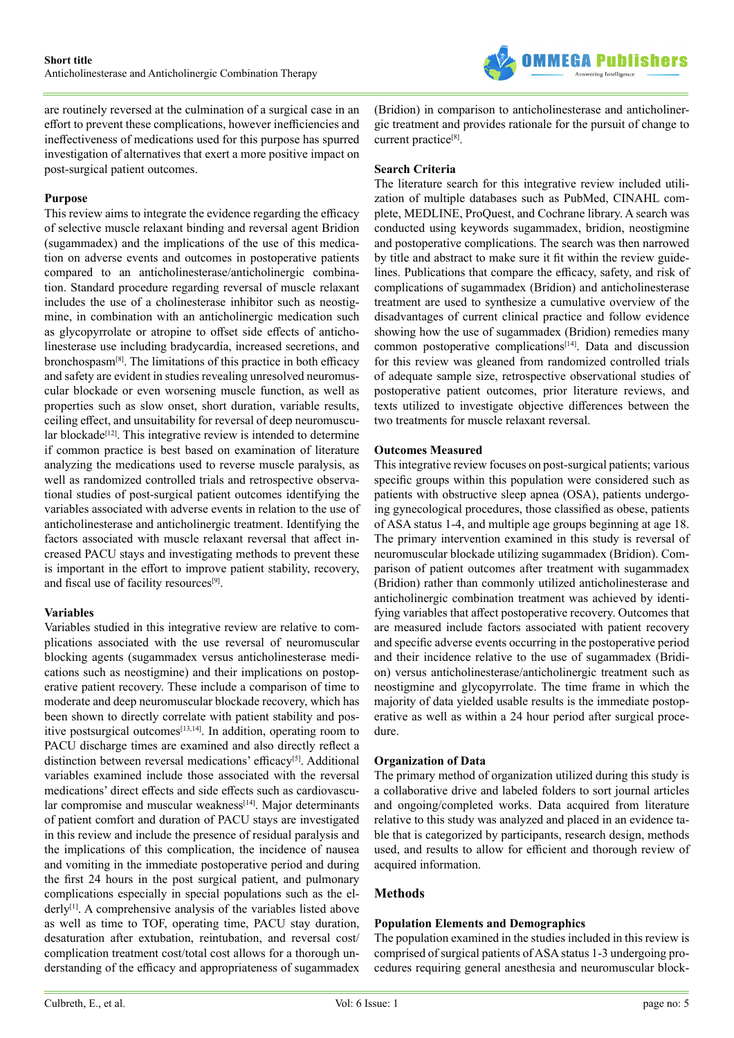are routinely reversed at the culmination of a surgical case in an effort to prevent these complications, however inefficiencies and ineffectiveness of medications used for this purpose has spurred investigation of alternatives that exert a more positive impact on post-surgical patient outcomes.

### Purpose

This review aims to integrate the evidence regarding the efficacy of selective muscle relaxant binding and reversal agent Bridion (sugammadex) and the implications of the use of this medication on adverse events and outcomes in postoperative patients compared to an anticholinesterase/anticholinergic combination. Standard procedure regarding reversal of muscle relaxant includes the use of a cholinesterase inhibitor such as neostigmine, in combination with an anticholinergic medication such as glycopyrrolate or atropine to offset side effects of anticholinesterase use including bradycardia, increased secretions, and bronchospasm[8]. The limitations of this practice in both efficacy and safety are evident in studies revealing unresolved neuromuscular blockade or even worsening muscle function, as well as properties such as slow onset, short duration, variable results, ceiling effect, and unsuitability for reversal of deep neuromuscular blockade[12]. This integrative review is intended to determine if common practice is best based on examination of literature analyzing the medications used to reverse muscle paralysis, as well as randomized controlled trials and retrospective observational studies of post-surgical patient outcomes identifying the variables associated with adverse events in relation to the use of anticholinesterase and anticholinergic treatment. Identifying the factors associated with muscle relaxant reversal that affect increased PACU stays and investigating methods to prevent these is important in the effort to improve patient stability, recovery, and fiscal use of facility resources[9].

### Variables

Variables studied in this integrative review are relative to complications associated with the use reversal of neuromuscular blocking agents (sugammadex versus anticholinesterase medications such as neostigmine) and their implications on postoperative patient recovery. These include a comparison of time to moderate and deep neuromuscular blockade recovery, which has been shown to directly correlate with patient stability and positive postsurgical outcomes[13,14]. In addition, operating room to PACU discharge times are examined and also directly reflect a distinction between reversal medications' efficacy[5]. Additional variables examined include those associated with the reversal medications' direct effects and side effects such as cardiovascular compromise and muscular weakness[14]. Major determinants of patient comfort and duration of PACU stays are investigated in this review and include the presence of residual paralysis and the implications of this complication, the incidence of nausea and vomiting in the immediate postoperative period and during the first 24 hours in the post surgical patient, and pulmonary complications especially in special populations such as the elderly[1]. A comprehensive analysis of the variables listed above as well as time to TOF, operating time, PACU stay duration, desaturation after extubation, reintubation, and reversal cost/complication treatment cost/total cost allows for a thorough understanding of the efficacy and appropriateness of sugammadex (Bridion) in comparison to anticholinesterase and anticholinergic treatment and provides rationale for the pursuit of change to current practice[8].

### Search Criteria

The literature search for this integrative review included utilization of multiple databases such as PubMed, CINAHL complete, MEDLINE, ProQuest, and Cochrane library. A search was conducted using keywords sugammadex, bridion, neostigmine and postoperative complications. The search was then narrowed by title and abstract to make sure it fit within the review guidelines. Publications that compare the efficacy, safety, and risk of complications of sugammadex (Bridion) and anticholinesterase treatment are used to synthesize a cumulative overview of the disadvantages of current clinical practice and follow evidence showing how the use of sugammadex (Bridion) remedies many common postoperative complications[14]. Data and discussion for this review was gleaned from randomized controlled trials of adequate sample size, retrospective observational studies of postoperative patient outcomes, prior literature reviews, and texts utilized to investigate objective differences between the two treatments for muscle relaxant reversal.

### Outcomes Measured

This integrative review focuses on post-surgical patients; various specific groups within this population were considered such as patients with obstructive sleep apnea (OSA), patients undergoing gynecological procedures, those classified as obese, patients of ASA status 1-4, and multiple age groups beginning at age 18. The primary intervention examined in this study is reversal of neuromuscular blockade utilizing sugammadex (Bridion). Comparison of patient outcomes after treatment with sugammadex (Bridion) rather than commonly utilized anticholinesterase and anticholinergic combination treatment was achieved by identifying variables that affect postoperative recovery. Outcomes that are measured include factors associated with patient recovery and specific adverse events occurring in the postoperative period and their incidence relative to the use of sugammadex (Bridion) versus anticholinesterase/anticholinergic treatment such as neostigmine and glycopyrrolate. The time frame in which the majority of data yielded usable results is the immediate postoperative as well as within a 24 hour period after surgical procedure.

### Organization of Data

The primary method of organization utilized during this study is a collaborative drive and labeled folders to sort journal articles and ongoing/completed works. Data acquired from literature relative to this study was analyzed and placed in an evidence table that is categorized by participants, research design, methods used, and results to allow for efficient and thorough review of acquired information.

## Methods

### Population Elements and Demographics

The population examined in the studies included in this review is comprised of surgical patients of ASA status 1-3 undergoing procedures requiring general anesthesia and neuromuscular block-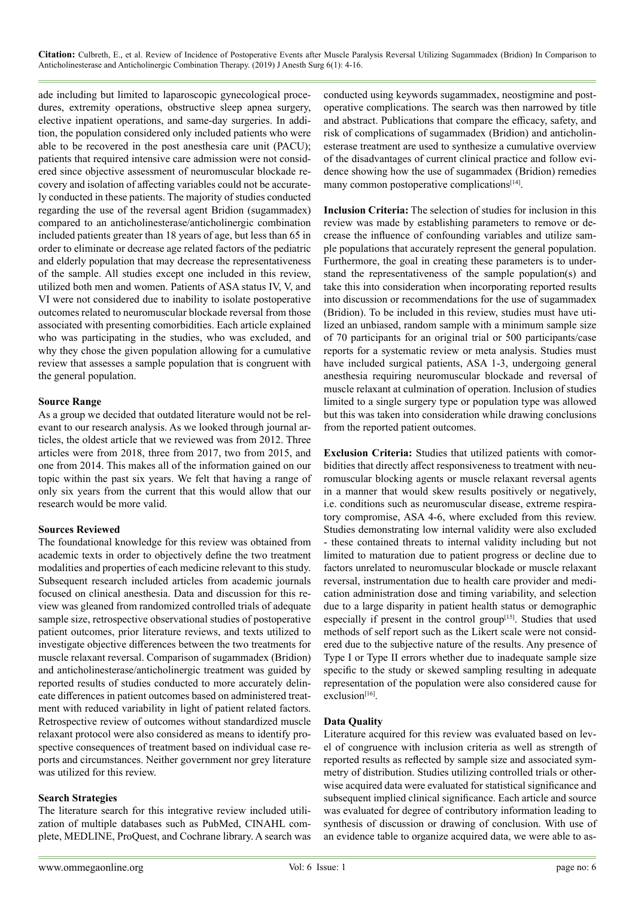ade including but limited to laparoscopic gynecological procedures, extremity operations, obstructive sleep apnea surgery, elective inpatient operations, and same-day surgeries. In addition, the population considered only included patients who were able to be recovered in the post anesthesia care unit (PACU); patients that required intensive care admission were not considered since objective assessment of neuromuscular blockade recovery and isolation of affecting variables could not be accurately conducted in these patients. The majority of studies conducted regarding the use of the reversal agent Bridion (sugammadex) compared to an anticholinesterase/anticholinergic combination included patients greater than 18 years of age, but less than 65 in order to eliminate or decrease age related factors of the pediatric and elderly population that may decrease the representativeness of the sample. All studies except one included in this review, utilized both men and women. Patients of ASA status IV, V, and VI were not considered due to inability to isolate postoperative outcomes related to neuromuscular blockade reversal from those associated with presenting comorbidities. Each article explained who was participating in the studies, who was excluded, and why they chose the given population allowing for a cumulative review that assesses a sample population that is congruent with the general population.

**Source Range**

As a group we decided that outdated literature would not be relevant to our research analysis. As we looked through journal articles, the oldest article that we reviewed was from 2012. Three articles were from 2018, three from 2017, two from 2015, and one from 2014. This makes all of the information gained on our topic within the past six years. We felt that having a range of only six years from the current that this would allow that our research would be more valid.

**Sources Reviewed**

The foundational knowledge for this review was obtained from academic texts in order to objectively define the two treatment modalities and properties of each medicine relevant to this study. Subsequent research included articles from academic journals focused on clinical anesthesia. Data and discussion for this review was gleaned from randomized controlled trials of adequate sample size, retrospective observational studies of postoperative patient outcomes, prior literature reviews, and texts utilized to investigate objective differences between the two treatments for muscle relaxant reversal. Comparison of sugammadex (Bridion) and anticholinesterase/anticholinergic treatment was guided by reported results of studies conducted to more accurately delineate differences in patient outcomes based on administered treatment with reduced variability in light of patient related factors. Retrospective review of outcomes without standardized muscle relaxant protocol were also considered as means to identify prospective consequences of treatment based on individual case reports and circumstances. Neither government nor grey literature was utilized for this review.

**Search Strategies**

The literature search for this integrative review included utilization of multiple databases such as PubMed, CINAHL complete, MEDLINE, ProQuest, and Cochrane library. A search was conducted using keywords sugammadex, neostigmine and postoperative complications. The search was then narrowed by title and abstract. Publications that compare the efficacy, safety, and risk of complications of sugammadex (Bridion) and anticholinesterase treatment are used to synthesize a cumulative overview of the disadvantages of current clinical practice and follow evidence showing how the use of sugammadex (Bridion) remedies many common postoperative complications[14].

**Inclusion Criteria:** The selection of studies for inclusion in this review was made by establishing parameters to remove or decrease the influence of confounding variables and utilize sample populations that accurately represent the general population. Furthermore, the goal in creating these parameters is to understand the representativeness of the sample population(s) and take this into consideration when incorporating reported results into discussion or recommendations for the use of sugammadex (Bridion). To be included in this review, studies must have utilized an unbiased, random sample with a minimum sample size of 70 participants for an original trial or 500 participants/case reports for a systematic review or meta analysis. Studies must have included surgical patients, ASA 1-3, undergoing general anesthesia requiring neuromuscular blockade and reversal of muscle relaxant at culmination of operation. Inclusion of studies limited to a single surgery type or population type was allowed but this was taken into consideration while drawing conclusions from the reported patient outcomes.

**Exclusion Criteria:** Studies that utilized patients with comorbidities that directly affect responsiveness to treatment with neuromuscular blocking agents or muscle relaxant reversal agents in a manner that would skew results positively or negatively, i.e. conditions such as neuromuscular disease, extreme respiratory compromise, ASA 4-6, where excluded from this review. Studies demonstrating low internal validity were also excluded - these contained threats to internal validity including but not limited to maturation due to patient progress or decline due to factors unrelated to neuromuscular blockade or muscle relaxant reversal, instrumentation due to health care provider and medication administration dose and timing variability, and selection due to a large disparity in patient health status or demographic especially if present in the control group[15]. Studies that used methods of self report such as the Likert scale were not considered due to the subjective nature of the results. Any presence of Type I or Type II errors whether due to inadequate sample size specific to the study or skewed sampling resulting in adequate representation of the population were also considered cause for exclusion[16].

**Data Quality**

Literature acquired for this review was evaluated based on level of congruence with inclusion criteria as well as strength of reported results as reflected by sample size and associated symmetry of distribution. Studies utilizing controlled trials or otherwise acquired data were evaluated for statistical significance and subsequent implied clinical significance. Each article and source was evaluated for degree of contributory information leading to synthesis of discussion or drawing of conclusion. With use of an evidence table to organize acquired data, we were able to as-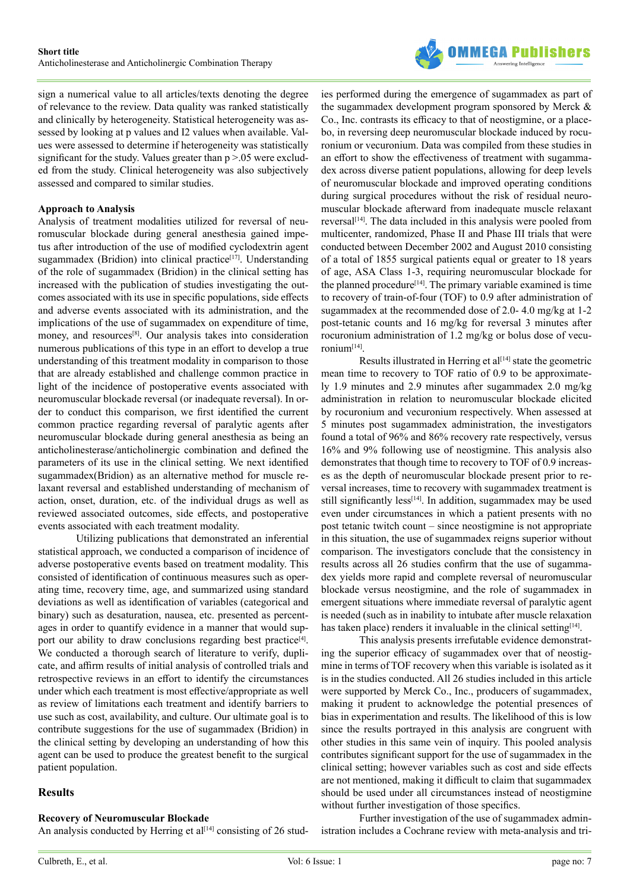sign a numerical value to all articles/texts denoting the degree of relevance to the review. Data quality was ranked statistically and clinically by heterogeneity. Statistical heterogeneity was assessed by looking at p values and I2 values when available. Values were assessed to determine if heterogeneity was statistically significant for the study. Values greater than p >.05 were excluded from the study. Clinical heterogeneity was also subjectively assessed and compared to similar studies.

### Approach to Analysis

Analysis of treatment modalities utilized for reversal of neuromuscular blockade during general anesthesia gained impetus after introduction of the use of modified cyclodextrin agent sugammadex (Bridion) into clinical practice[17]. Understanding of the role of sugammadex (Bridion) in the clinical setting has increased with the publication of studies investigating the outcomes associated with its use in specific populations, side effects and adverse events associated with its administration, and the implications of the use of sugammadex on expenditure of time, money, and resources[8]. Our analysis takes into consideration numerous publications of this type in an effort to develop a true understanding of this treatment modality in comparison to those that are already established and challenge common practice in light of the incidence of postoperative events associated with neuromuscular blockade reversal (or inadequate reversal). In order to conduct this comparison, we first identified the current common practice regarding reversal of paralytic agents after neuromuscular blockade during general anesthesia as being an anticholinesterase/anticholinergic combination and defined the parameters of its use in the clinical setting. We next identified sugammadex(Bridion) as an alternative method for muscle relaxant reversal and established understanding of mechanism of action, onset, duration, etc. of the individual drugs as well as reviewed associated outcomes, side effects, and postoperative events associated with each treatment modality.

Utilizing publications that demonstrated an inferential statistical approach, we conducted a comparison of incidence of adverse postoperative events based on treatment modality. This consisted of identification of continuous measures such as operating time, recovery time, age, and summarized using standard deviations as well as identification of variables (categorical and binary) such as desaturation, nausea, etc. presented as percentages in order to quantify evidence in a manner that would support our ability to draw conclusions regarding best practice[4]. We conducted a thorough search of literature to verify, duplicate, and affirm results of initial analysis of controlled trials and retrospective reviews in an effort to identify the circumstances under which each treatment is most effective/appropriate as well as review of limitations each treatment and identify barriers to use such as cost, availability, and culture. Our ultimate goal is to contribute suggestions for the use of sugammadex (Bridion) in the clinical setting by developing an understanding of how this agent can be used to produce the greatest benefit to the surgical patient population.

## Results

### Recovery of Neuromuscular Blockade

An analysis conducted by Herring et al[14] consisting of 26 studies performed during the emergence of sugammadex as part of the sugammadex development program sponsored by Merck & Co., Inc. contrasts its efficacy to that of neostigmine, or a placebo, in reversing deep neuromuscular blockade induced by rocuronium or vecuronium. Data was compiled from these studies in an effort to show the effectiveness of treatment with sugammadex across diverse patient populations, allowing for deep levels of neuromuscular blockade and improved operating conditions during surgical procedures without the risk of residual neuromuscular blockade afterward from inadequate muscle relaxant reversal[14]. The data included in this analysis were pooled from multicenter, randomized, Phase II and Phase III trials that were conducted between December 2002 and August 2010 consisting of a total of 1855 surgical patients equal or greater to 18 years of age, ASA Class 1-3, requiring neuromuscular blockade for the planned procedure[14]. The primary variable examined is time to recovery of train-of-four (TOF) to 0.9 after administration of sugammadex at the recommended dose of 2.0- 4.0 mg/kg at 1-2 post-tetanic counts and 16 mg/kg for reversal 3 minutes after rocuronium administration of 1.2 mg/kg or bolus dose of vecuronium[14].

Results illustrated in Herring et al[14] state the geometric mean time to recovery to TOF ratio of 0.9 to be approximately 1.9 minutes and 2.9 minutes after sugammadex 2.0 mg/kg administration in relation to neuromuscular blockade elicited by rocuronium and vecuronium respectively. When assessed at 5 minutes post sugammadex administration, the investigators found a total of 96% and 86% recovery rate respectively, versus 16% and 9% following use of neostigmine. This analysis also demonstrates that though time to recovery to TOF of 0.9 increases as the depth of neuromuscular blockade present prior to reversal increases, time to recovery with sugammadex treatment is still significantly less[14]. In addition, sugammadex may be used even under circumstances in which a patient presents with no post tetanic twitch count – since neostigmine is not appropriate in this situation, the use of sugammadex reigns superior without comparison. The investigators conclude that the consistency in results across all 26 studies confirm that the use of sugammadex yields more rapid and complete reversal of neuromuscular blockade versus neostigmine, and the role of sugammadex in emergent situations where immediate reversal of paralytic agent is needed (such as in inability to intubate after muscle relaxation has taken place) renders it invaluable in the clinical setting[14].

This analysis presents irrefutable evidence demonstrating the superior efficacy of sugammadex over that of neostigmine in terms of TOF recovery when this variable is isolated as it is in the studies conducted. All 26 studies included in this article were supported by Merck Co., Inc., producers of sugammadex, making it prudent to acknowledge the potential presences of bias in experimentation and results. The likelihood of this is low since the results portrayed in this analysis are congruent with other studies in this same vein of inquiry. This pooled analysis contributes significant support for the use of sugammadex in the clinical setting; however variables such as cost and side effects are not mentioned, making it difficult to claim that sugammadex should be used under all circumstances instead of neostigmine without further investigation of those specifics.

Further investigation of the use of sugammadex administration includes a Cochrane review with meta-analysis and tri-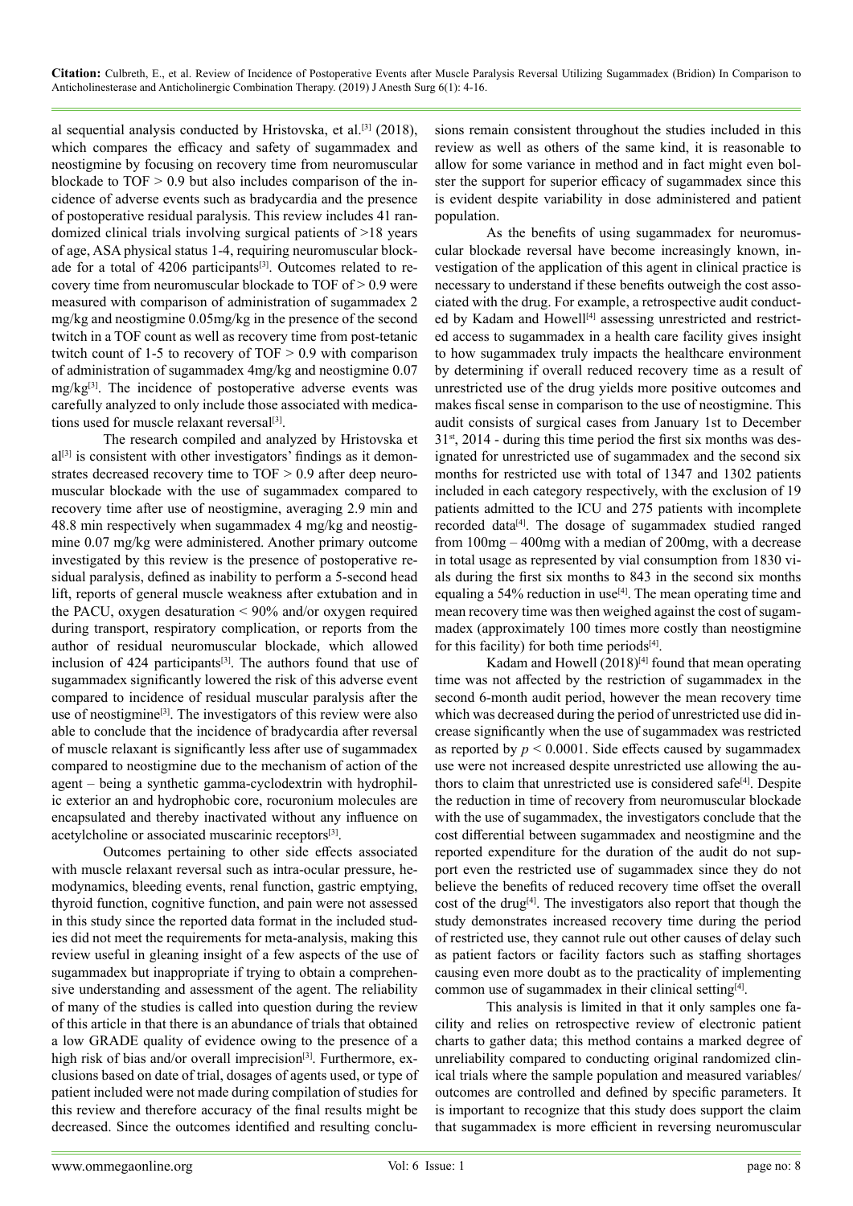al sequential analysis conducted by Hristovska, et al.[3] (2018), which compares the efficacy and safety of sugammadex and neostigmine by focusing on recovery time from neuromuscular blockade to TOF > 0.9 but also includes comparison of the incidence of adverse events such as bradycardia and the presence of postoperative residual paralysis. This review includes 41 randomized clinical trials involving surgical patients of >18 years of age, ASA physical status 1-4, requiring neuromuscular blockade for a total of 4206 participants[3]. Outcomes related to recovery time from neuromuscular blockade to TOF of > 0.9 were measured with comparison of administration of sugammadex 2 mg/kg and neostigmine 0.05mg/kg in the presence of the second twitch in a TOF count as well as recovery time from post-tetanic twitch count of 1-5 to recovery of TOF > 0.9 with comparison of administration of sugammadex 4mg/kg and neostigmine 0.07 mg/kg[3]. The incidence of postoperative adverse events was carefully analyzed to only include those associated with medications used for muscle relaxant reversal[3].

The research compiled and analyzed by Hristovska et al[3] is consistent with other investigators' findings as it demonstrates decreased recovery time to TOF > 0.9 after deep neuromuscular blockade with the use of sugammadex compared to recovery time after use of neostigmine, averaging 2.9 min and 48.8 min respectively when sugammadex 4 mg/kg and neostigmine 0.07 mg/kg were administered. Another primary outcome investigated by this review is the presence of postoperative residual paralysis, defined as inability to perform a 5-second head lift, reports of general muscle weakness after extubation and in the PACU, oxygen desaturation < 90% and/or oxygen required during transport, respiratory complication, or reports from the author of residual neuromuscular blockade, which allowed inclusion of 424 participants[3]. The authors found that use of sugammadex significantly lowered the risk of this adverse event compared to incidence of residual muscular paralysis after the use of neostigmine[3]. The investigators of this review were also able to conclude that the incidence of bradycardia after reversal of muscle relaxant is significantly less after use of sugammadex compared to neostigmine due to the mechanism of action of the agent – being a synthetic gamma-cyclodextrin with hydrophilic exterior an and hydrophobic core, rocuronium molecules are encapsulated and thereby inactivated without any influence on acetylcholine or associated muscarinic receptors[3].

Outcomes pertaining to other side effects associated with muscle relaxant reversal such as intra-ocular pressure, hemodynamics, bleeding events, renal function, gastric emptying, thyroid function, cognitive function, and pain were not assessed in this study since the reported data format in the included studies did not meet the requirements for meta-analysis, making this review useful in gleaning insight of a few aspects of the use of sugammadex but inappropriate if trying to obtain a comprehensive understanding and assessment of the agent. The reliability of many of the studies is called into question during the review of this article in that there is an abundance of trials that obtained a low GRADE quality of evidence owing to the presence of a high risk of bias and/or overall imprecision[3]. Furthermore, exclusions based on date of trial, dosages of agents used, or type of patient included were not made during compilation of studies for this review and therefore accuracy of the final results might be decreased. Since the outcomes identified and resulting conclusions remain consistent throughout the studies included in this review as well as others of the same kind, it is reasonable to allow for some variance in method and in fact might even bolster the support for superior efficacy of sugammadex since this is evident despite variability in dose administered and patient population.

As the benefits of using sugammadex for neuromuscular blockade reversal have become increasingly known, investigation of the application of this agent in clinical practice is necessary to understand if these benefits outweigh the cost associated with the drug. For example, a retrospective audit conducted by Kadam and Howell[4] assessing unrestricted and restricted access to sugammadex in a health care facility gives insight to how sugammadex truly impacts the healthcare environment by determining if overall reduced recovery time as a result of unrestricted use of the drug yields more positive outcomes and makes fiscal sense in comparison to the use of neostigmine. This audit consists of surgical cases from January 1st to December 31st, 2014 - during this time period the first six months was designated for unrestricted use of sugammadex and the second six months for restricted use with total of 1347 and 1302 patients included in each category respectively, with the exclusion of 19 patients admitted to the ICU and 275 patients with incomplete recorded data[4]. The dosage of sugammadex studied ranged from 100mg – 400mg with a median of 200mg, with a decrease in total usage as represented by vial consumption from 1830 vials during the first six months to 843 in the second six months equaling a 54% reduction in use[4]. The mean operating time and mean recovery time was then weighed against the cost of sugammadex (approximately 100 times more costly than neostigmine for this facility) for both time periods[4].

Kadam and Howell (2018)[4] found that mean operating time was not affected by the restriction of sugammadex in the second 6-month audit period, however the mean recovery time which was decreased during the period of unrestricted use did increase significantly when the use of sugammadex was restricted as reported by $p < 0.0001$. Side effects caused by sugammadex use were not increased despite unrestricted use allowing the authors to claim that unrestricted use is considered safe[4]. Despite the reduction in time of recovery from neuromuscular blockade with the use of sugammadex, the investigators conclude that the cost differential between sugammadex and neostigmine and the reported expenditure for the duration of the audit do not support even the restricted use of sugammadex since they do not believe the benefits of reduced recovery time offset the overall cost of the drug[4]. The investigators also report that though the study demonstrates increased recovery time during the period of restricted use, they cannot rule out other causes of delay such as patient factors or facility factors such as staffing shortages causing even more doubt as to the practicality of implementing common use of sugammadex in their clinical setting[4].

This analysis is limited in that it only samples one facility and relies on retrospective review of electronic patient charts to gather data; this method contains a marked degree of unreliability compared to conducting original randomized clinical trials where the sample population and measured variables/outcomes are controlled and defined by specific parameters. It is important to recognize that this study does support the claim that sugammadex is more efficient in reversing neuromuscular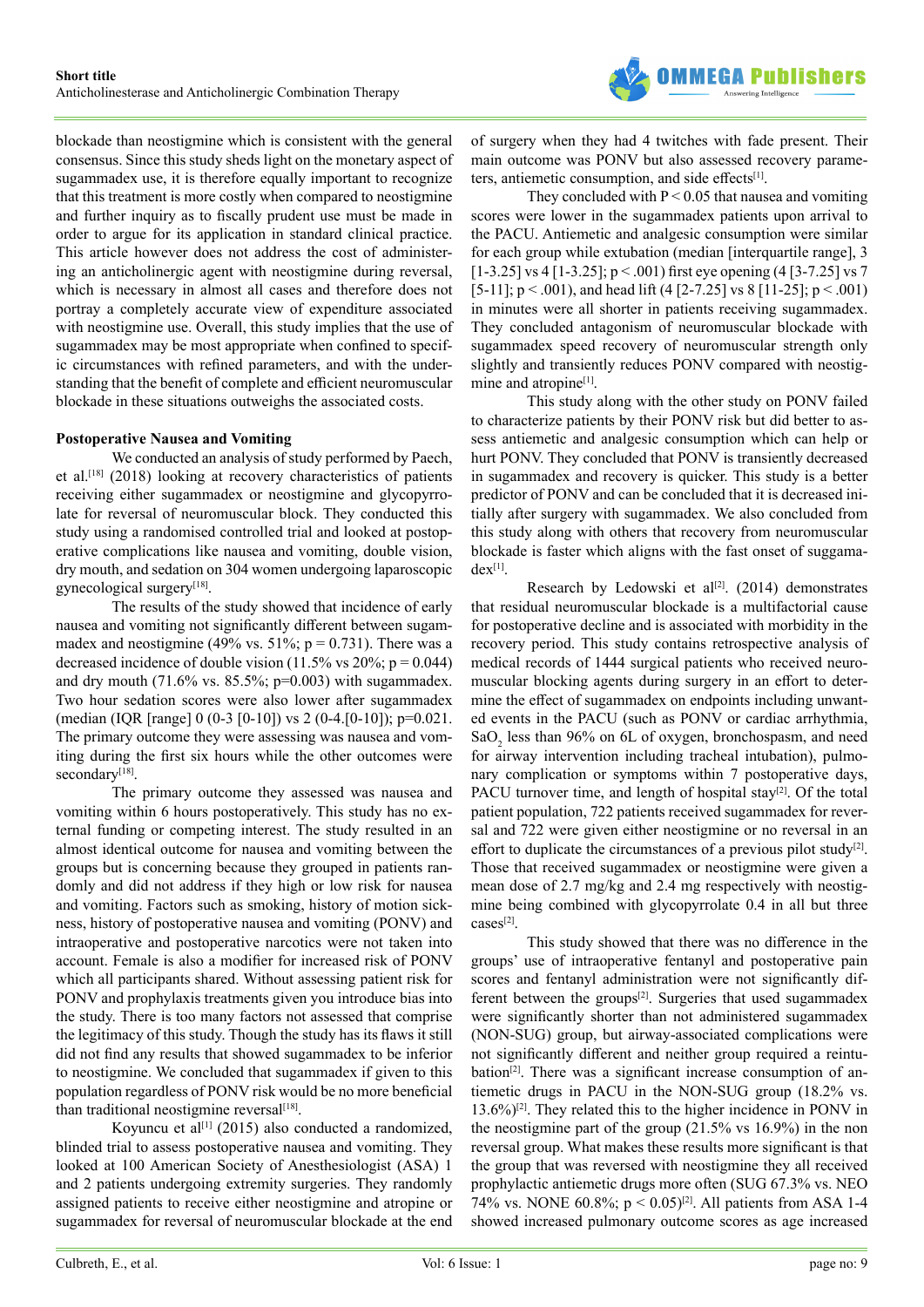blockade than neostigmine which is consistent with the general consensus. Since this study sheds light on the monetary aspect of sugammadex use, it is therefore equally important to recognize that this treatment is more costly when compared to neostigmine and further inquiry as to fiscally prudent use must be made in order to argue for its application in standard clinical practice. This article however does not address the cost of administering an anticholinergic agent with neostigmine during reversal, which is necessary in almost all cases and therefore does not portray a completely accurate view of expenditure associated with neostigmine use. Overall, this study implies that the use of sugammadex may be most appropriate when confined to specific circumstances with refined parameters, and with the understanding that the benefit of complete and efficient neuromuscular blockade in these situations outweighs the associated costs.

### Postoperative Nausea and Vomiting

We conducted an analysis of study performed by Paech, et al.[18] (2018) looking at recovery characteristics of patients receiving either sugammadex or neostigmine and glycopyrrolate for reversal of neuromuscular block. They conducted this study using a randomised controlled trial and looked at postoperative complications like nausea and vomiting, double vision, dry mouth, and sedation on 304 women undergoing laparoscopic gynecological surgery[18].

The results of the study showed that incidence of early nausea and vomiting not significantly different between sugammadex and neostigmine (49% vs. 51%; p = 0.731). There was a decreased incidence of double vision (11.5% vs 20%; p = 0.044) and dry mouth (71.6% vs. 85.5%; p=0.003) with sugammadex. Two hour sedation scores were also lower after sugammadex (median (IQR [range] 0 (0-3 [0-10]) vs 2 (0-4.[0-10]); p=0.021. The primary outcome they were assessing was nausea and vomiting during the first six hours while the other outcomes were secondary[18].

The primary outcome they assessed was nausea and vomiting within 6 hours postoperatively. This study has no external funding or competing interest. The study resulted in an almost identical outcome for nausea and vomiting between the groups but is concerning because they grouped in patients randomly and did not address if they high or low risk for nausea and vomiting. Factors such as smoking, history of motion sickness, history of postoperative nausea and vomiting (PONV) and intraoperative and postoperative narcotics were not taken into account. Female is also a modifier for increased risk of PONV which all participants shared. Without assessing patient risk for PONV and prophylaxis treatments given you introduce bias into the study. There is too many factors not assessed that comprise the legitimacy of this study. Though the study has its flaws it still did not find any results that showed sugammadex to be inferior to neostigmine. We concluded that sugammadex if given to this population regardless of PONV risk would be no more beneficial than traditional neostigmine reversal[18].

Koyuncu et al[1] (2015) also conducted a randomized, blinded trial to assess postoperative nausea and vomiting. They looked at 100 American Society of Anesthesiologist (ASA) 1 and 2 patients undergoing extremity surgeries. They randomly assigned patients to receive either neostigmine and atropine or sugammadex for reversal of neuromuscular blockade at the end of surgery when they had 4 twitches with fade present. Their main outcome was PONV but also assessed recovery parameters, antiemetic consumption, and side effects[1].

They concluded with P < 0.05 that nausea and vomiting scores were lower in the sugammadex patients upon arrival to the PACU. Antiemetic and analgesic consumption were similar for each group while extubation (median [interquartile range], 3 [1-3.25] vs 4 [1-3.25]; p < .001) first eye opening (4 [3-7.25] vs 7 [5-11]; p < .001), and head lift (4 [2-7.25] vs 8 [11-25]; p < .001) in minutes were all shorter in patients receiving sugammadex. They concluded antagonism of neuromuscular blockade with sugammadex speed recovery of neuromuscular strength only slightly and transiently reduces PONV compared with neostigmine and atropine[1].

This study along with the other study on PONV failed to characterize patients by their PONV risk but did better to assess antiemetic and analgesic consumption which can help or hurt PONV. They concluded that PONV is transiently decreased in sugammadex and recovery is quicker. This study is a better predictor of PONV and can be concluded that it is decreased initially after surgery with sugammadex. We also concluded from this study along with others that recovery from neuromuscular blockade is faster which aligns with the fast onset of sugamadex[1].

Research by Ledowski et al[2]. (2014) demonstrates that residual neuromuscular blockade is a multifactorial cause for postoperative decline and is associated with morbidity in the recovery period. This study contains retrospective analysis of medical records of 1444 surgical patients who received neuromuscular blocking agents during surgery in an effort to determine the effect of sugammadex on endpoints including unwanted events in the PACU (such as PONV or cardiac arrhythmia, $SaO_2$ less than 96% on 6L of oxygen, bronchospasm, and need for airway intervention including tracheal intubation), pulmonary complication or symptoms within 7 postoperative days, PACU turnover time, and length of hospital stay[2]. Of the total patient population, 722 patients received sugammadex for reversal and 722 were given either neostigmine or no reversal in an effort to duplicate the circumstances of a previous pilot study[2]. Those that received sugammadex or neostigmine were given a mean dose of 2.7 mg/kg and 2.4 mg respectively with neostigmine being combined with glycopyrrolate 0.4 in all but three cases[2].

This study showed that there was no difference in the groups' use of intraoperative fentanyl and postoperative pain scores and fentanyl administration were not significantly different between the groups[2]. Surgeries that used sugammadex were significantly shorter than not administered sugammadex (NON-SUG) group, but airway-associated complications were not significantly different and neither group required a reintubation[2]. There was a significant increase consumption of antiemetic drugs in PACU in the NON-SUG group (18.2% vs. 13.6%)[2]. They related this to the higher incidence in PONV in the neostigmine part of the group (21.5% vs 16.9%) in the non reversal group. What makes these results more significant is that the group that was reversed with neostigmine they all received prophylactic antiemetic drugs more often (SUG 67.3% vs. NEO 74% vs. NONE 60.8%; p < 0.05)[2]. All patients from ASA 1-4 showed increased pulmonary outcome scores as age increased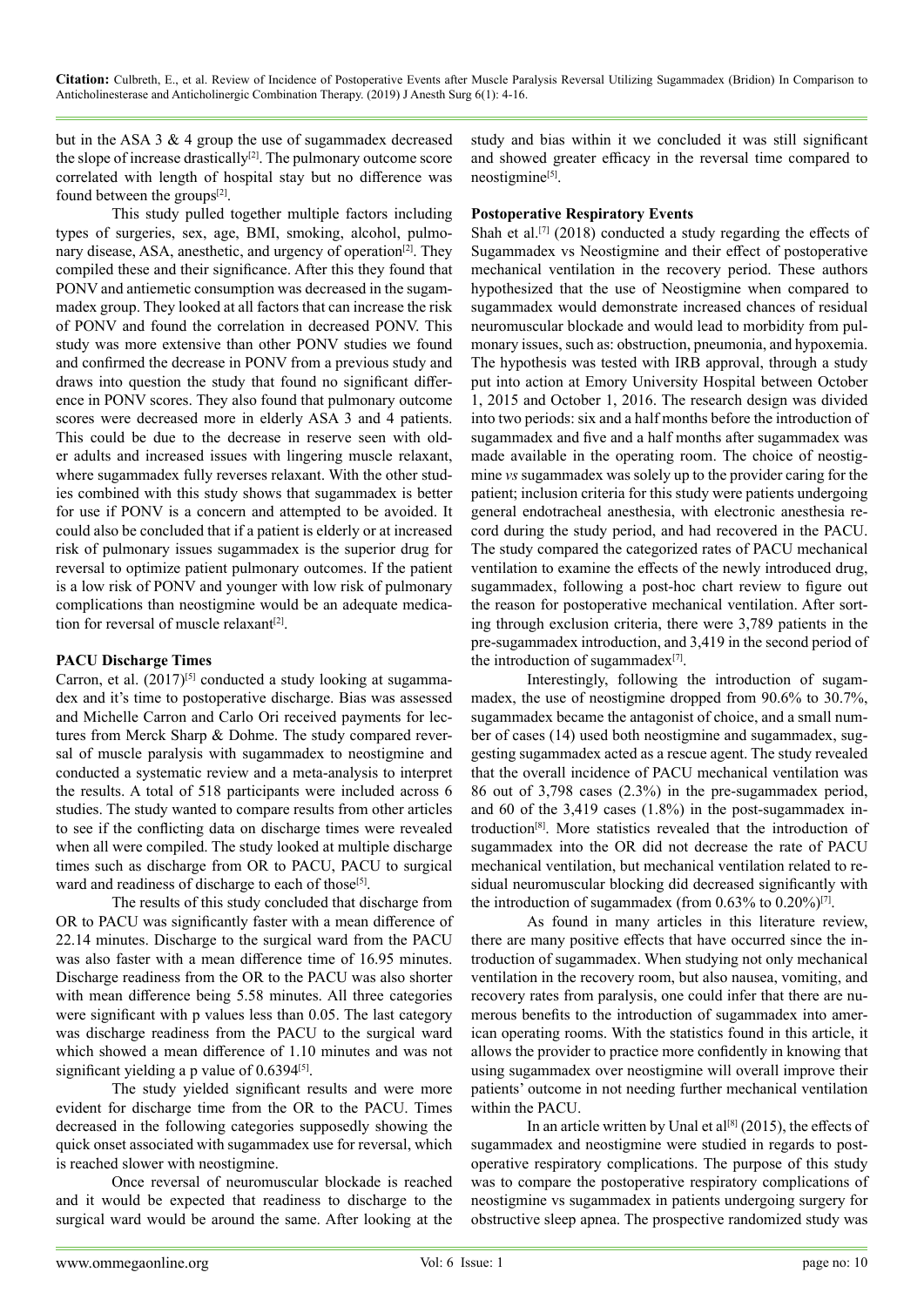but in the ASA 3 & 4 group the use of sugammadex decreased the slope of increase drastically[2]. The pulmonary outcome score correlated with length of hospital stay but no difference was found between the groups[2].

This study pulled together multiple factors including types of surgeries, sex, age, BMI, smoking, alcohol, pulmonary disease, ASA, anesthetic, and urgency of operation[2]. They compiled these and their significance. After this they found that PONV and antiemetic consumption was decreased in the sugammadex group. They looked at all factors that can increase the risk of PONV and found the correlation in decreased PONV. This study was more extensive than other PONV studies we found and confirmed the decrease in PONV from a previous study and draws into question the study that found no significant difference in PONV scores. They also found that pulmonary outcome scores were decreased more in elderly ASA 3 and 4 patients. This could be due to the decrease in reserve seen with older adults and increased issues with lingering muscle relaxant, where sugammadex fully reverses relaxant. With the other studies combined with this study shows that sugammadex is better for use if PONV is a concern and attempted to be avoided. It could also be concluded that if a patient is elderly or at increased risk of pulmonary issues sugammadex is the superior drug for reversal to optimize patient pulmonary outcomes. If the patient is a low risk of PONV and younger with low risk of pulmonary complications than neostigmine would be an adequate medication for reversal of muscle relaxant[2].

**PACU Discharge Times**

Carron, et al. (2017)[5] conducted a study looking at sugammadex and it's time to postoperative discharge. Bias was assessed and Michelle Carron and Carlo Ori received payments for lectures from Merck Sharp & Dohme. The study compared reversal of muscle paralysis with sugammadex to neostigmine and conducted a systematic review and a meta-analysis to interpret the results. A total of 518 participants were included across 6 studies. The study wanted to compare results from other articles to see if the conflicting data on discharge times were revealed when all were compiled. The study looked at multiple discharge times such as discharge from OR to PACU, PACU to surgical ward and readiness of discharge to each of those[5].

The results of this study concluded that discharge from OR to PACU was significantly faster with a mean difference of 22.14 minutes. Discharge to the surgical ward from the PACU was also faster with a mean difference time of 16.95 minutes. Discharge readiness from the OR to the PACU was also shorter with mean difference being 5.58 minutes. All three categories were significant with p values less than 0.05. The last category was discharge readiness from the PACU to the surgical ward which showed a mean difference of 1.10 minutes and was not significant yielding a p value of 0.6394[5].

The study yielded significant results and were more evident for discharge time from the OR to the PACU. Times decreased in the following categories supposedly showing the quick onset associated with sugammadex use for reversal, which is reached slower with neostigmine.

Once reversal of neuromuscular blockade is reached and it would be expected that readiness to discharge to the surgical ward would be around the same. After looking at the study and bias within it we concluded it was still significant and showed greater efficacy in the reversal time compared to neostigmine[5].

**Postoperative Respiratory Events**

Shah et al.[7] (2018) conducted a study regarding the effects of Sugammadex vs Neostigmine and their effect of postoperative mechanical ventilation in the recovery period. These authors hypothesized that the use of Neostigmine when compared to sugammadex would demonstrate increased chances of residual neuromuscular blockade and would lead to morbidity from pulmonary issues, such as: obstruction, pneumonia, and hypoxemia. The hypothesis was tested with IRB approval, through a study put into action at Emory University Hospital between October 1, 2015 and October 1, 2016. The research design was divided into two periods: six and a half months before the introduction of sugammadex and five and a half months after sugammadex was made available in the operating room. The choice of neostigmine *vs* sugammadex was solely up to the provider caring for the patient; inclusion criteria for this study were patients undergoing general endotracheal anesthesia, with electronic anesthesia record during the study period, and had recovered in the PACU. The study compared the categorized rates of PACU mechanical ventilation to examine the effects of the newly introduced drug, sugammadex, following a post-hoc chart review to figure out the reason for postoperative mechanical ventilation. After sorting through exclusion criteria, there were 3,789 patients in the pre-sugammadex introduction, and 3,419 in the second period of the introduction of sugammadex[7].

Interestingly, following the introduction of sugammadex, the use of neostigmine dropped from 90.6% to 30.7%, sugammadex became the antagonist of choice, and a small number of cases (14) used both neostigmine and sugammadex, suggesting sugammadex acted as a rescue agent. The study revealed that the overall incidence of PACU mechanical ventilation was 86 out of 3,798 cases (2.3%) in the pre-sugammadex period, and 60 of the 3,419 cases (1.8%) in the post-sugammadex introduction[8]. More statistics revealed that the introduction of sugammadex into the OR did not decrease the rate of PACU mechanical ventilation, but mechanical ventilation related to residual neuromuscular blocking did decreased significantly with the introduction of sugammadex (from 0.63% to 0.20%)[7].

As found in many articles in this literature review, there are many positive effects that have occurred since the introduction of sugammadex. When studying not only mechanical ventilation in the recovery room, but also nausea, vomiting, and recovery rates from paralysis, one could infer that there are numerous benefits to the introduction of sugammadex into american operating rooms. With the statistics found in this article, it allows the provider to practice more confidently in knowing that using sugammadex over neostigmine will overall improve their patients' outcome in not needing further mechanical ventilation within the PACU.

In an article written by Unal et al[8] (2015), the effects of sugammadex and neostigmine were studied in regards to postoperative respiratory complications. The purpose of this study was to compare the postoperative respiratory complications of neostigmine vs sugammadex in patients undergoing surgery for obstructive sleep apnea. The prospective randomized study was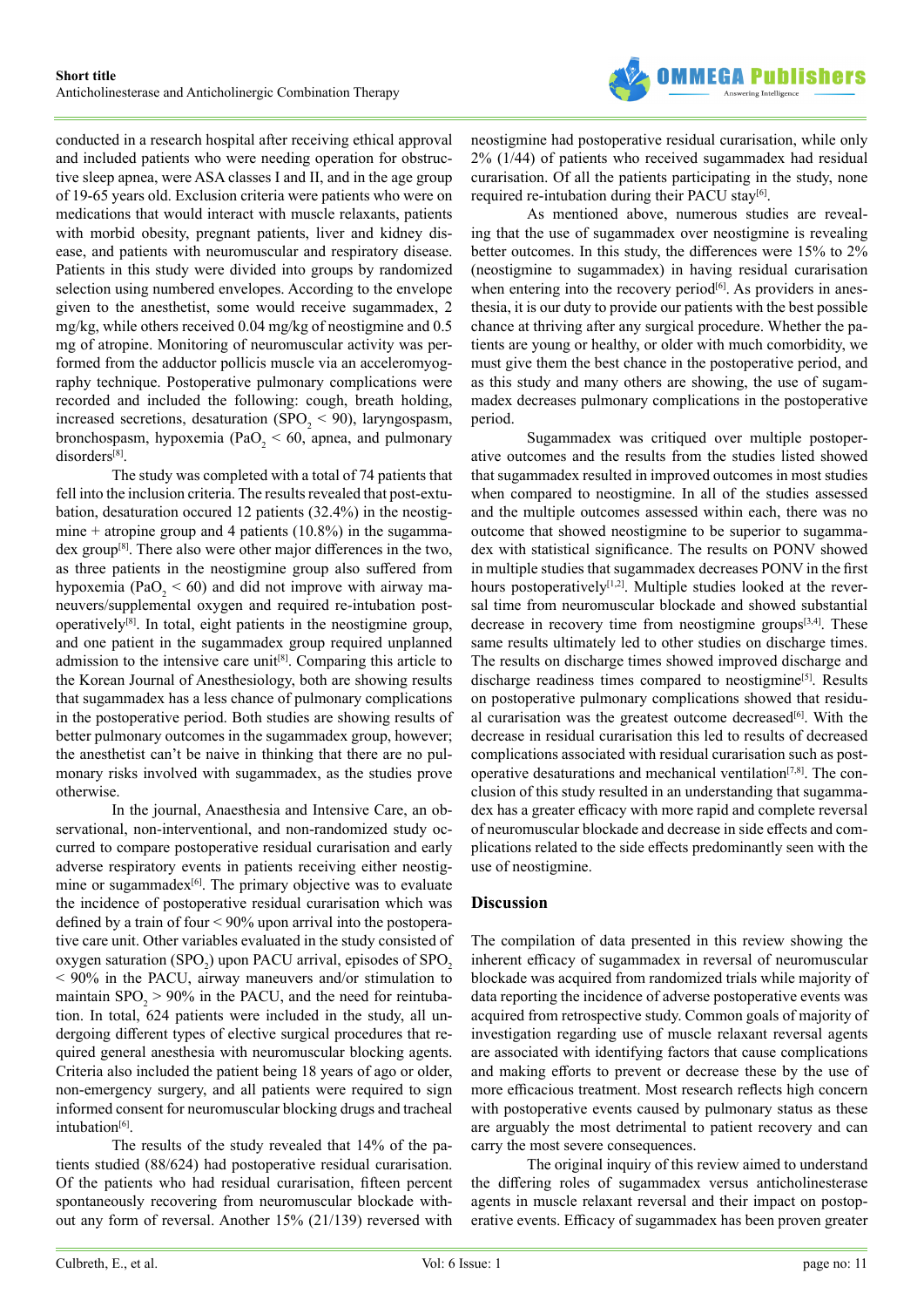conducted in a research hospital after receiving ethical approval and included patients who were needing operation for obstructive sleep apnea, were ASA classes I and II, and in the age group of 19-65 years old. Exclusion criteria were patients who were on medications that would interact with muscle relaxants, patients with morbid obesity, pregnant patients, liver and kidney disease, and patients with neuromuscular and respiratory disease. Patients in this study were divided into groups by randomized selection using numbered envelopes. According to the envelope given to the anesthetist, some would receive sugammadex, 2 mg/kg, while others received 0.04 mg/kg of neostigmine and 0.5 mg of atropine. Monitoring of neuromuscular activity was performed from the adductor pollicis muscle via an acceleromyography technique. Postoperative pulmonary complications were recorded and included the following: cough, breath holding, increased secretions, desaturation ($SPO_2 < 90$), laryngospasm, bronchospasm, hypoxemia ($PaO_2 < 60$), apnea, and pulmonary disorders[8].

The study was completed with a total of 74 patients that fell into the inclusion criteria. The results revealed that post-extubation, desaturation occured 12 patients (32.4%) in the neostigmine + atropine group and 4 patients (10.8%) in the sugammadex group[8]. There also were other major differences in the two, as three patients in the neostigmine group also suffered from hypoxemia ($PaO_2 < 60$) and did not improve with airway maneuvers/supplemental oxygen and required re-intubation postoperatively[8]. In total, eight patients in the neostigmine group, and one patient in the sugammadex group required unplanned admission to the intensive care unit[8]. Comparing this article to the Korean Journal of Anesthesiology, both are showing results that sugammadex has a less chance of pulmonary complications in the postoperative period. Both studies are showing results of better pulmonary outcomes in the sugammadex group, however; the anesthetist can't be naive in thinking that there are no pulmonary risks involved with sugammadex, as the studies prove otherwise.

In the journal, Anaesthesia and Intensive Care, an observational, non-interventional, and non-randomized study occurred to compare postoperative residual curarisation and early adverse respiratory events in patients receiving either neostigmine or sugammadex[6]. The primary objective was to evaluate the incidence of postoperative residual curarisation which was defined by a train of four < 90% upon arrival into the postoperative care unit. Other variables evaluated in the study consisted of oxygen saturation ($SPO_2$) upon PACU arrival, episodes of $SPO_2 < 90\%$ in the PACU, airway maneuvers and/or stimulation to maintain $SPO_2 > 90\%$ in the PACU, and the need for reintubation. In total, 624 patients were included in the study, all undergoing different types of elective surgical procedures that required general anesthesia with neuromuscular blocking agents. Criteria also included the patient being 18 years of ago or older, non-emergency surgery, and all patients were required to sign informed consent for neuromuscular blocking drugs and tracheal intubation[6].

The results of the study revealed that 14% of the patients studied (88/624) had postoperative residual curarisation. Of the patients who had residual curarisation, fifteen percent spontaneously recovering from neuromuscular blockade without any form of reversal. Another 15% (21/139) reversed with neostigmine had postoperative residual curarisation, while only 2% (1/44) of patients who received sugammadex had residual curarisation. Of all the patients participating in the study, none required re-intubation during their PACU stay[6].

As mentioned above, numerous studies are revealing that the use of sugammadex over neostigmine is revealing better outcomes. In this study, the differences were 15% to 2% (neostigmine to sugammadex) in having residual curarisation when entering into the recovery period[6]. As providers in anesthesia, it is our duty to provide our patients with the best possible chance at thriving after any surgical procedure. Whether the patients are young or healthy, or older with much comorbidity, we must give them the best chance in the postoperative period, and as this study and many others are showing, the use of sugammadex decreases pulmonary complications in the postoperative period.

Sugammadex was critiqued over multiple postoperative outcomes and the results from the studies listed showed that sugammadex resulted in improved outcomes in most studies when compared to neostigmine. In all of the studies assessed and the multiple outcomes assessed within each, there was no outcome that showed neostigmine to be superior to sugammadex with statistical significance. The results on PONV showed in multiple studies that sugammadex decreases PONV in the first hours postoperatively[1,2]. Multiple studies looked at the reversal time from neuromuscular blockade and showed substantial decrease in recovery time from neostigmine groups[3,4]. These same results ultimately led to other studies on discharge times. The results on discharge times showed improved discharge and discharge readiness times compared to neostigmine[5]. Results on postoperative pulmonary complications showed that residual curarisation was the greatest outcome decreased[6]. With the decrease in residual curarisation this led to results of decreased complications associated with residual curarisation such as postoperative desaturations and mechanical ventilation[7,8]. The conclusion of this study resulted in an understanding that sugammadex has a greater efficacy with more rapid and complete reversal of neuromuscular blockade and decrease in side effects and complications related to the side effects predominantly seen with the use of neostigmine.

## Discussion

The compilation of data presented in this review showing the inherent efficacy of sugammadex in reversal of neuromuscular blockade was acquired from randomized trials while majority of data reporting the incidence of adverse postoperative events was acquired from retrospective study. Common goals of majority of investigation regarding use of muscle relaxant reversal agents are associated with identifying factors that cause complications and making efforts to prevent or decrease these by the use of more efficacious treatment. Most research reflects high concern with postoperative events caused by pulmonary status as these are arguably the most detrimental to patient recovery and can carry the most severe consequences.

The original inquiry of this review aimed to understand the differing roles of sugammadex versus anticholinesterase agents in muscle relaxant reversal and their impact on postoperative events. Efficacy of sugammadex has been proven greater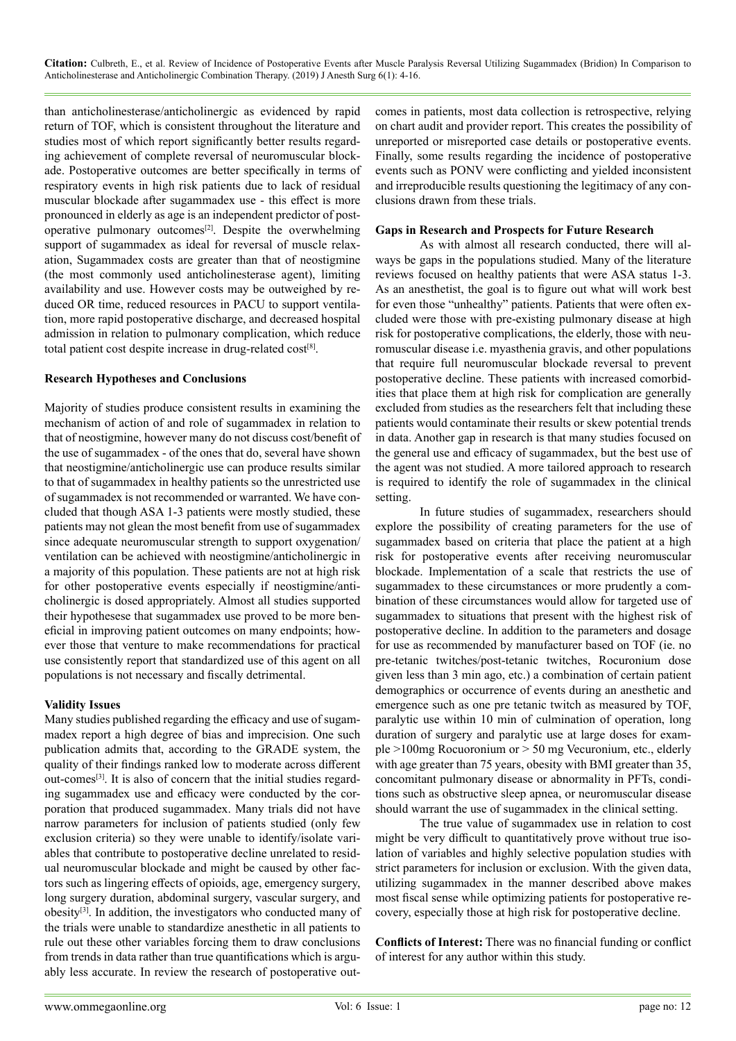than anticholinesterase/anticholinergic as evidenced by rapid return of TOF, which is consistent throughout the literature and studies most of which report significantly better results regarding achievement of complete reversal of neuromuscular blockade. Postoperative outcomes are better specifically in terms of respiratory events in high risk patients due to lack of residual muscular blockade after sugammadex use - this effect is more pronounced in elderly as age is an independent predictor of postoperative pulmonary outcomes[2]. Despite the overwhelming support of sugammadex as ideal for reversal of muscle relaxation, Sugammadex costs are greater than that of neostigmine (the most commonly used anticholinesterase agent), limiting availability and use. However costs may be outweighed by reduced OR time, reduced resources in PACU to support ventilation, more rapid postoperative discharge, and decreased hospital admission in relation to pulmonary complication, which reduce total patient cost despite increase in drug-related cost[8].

**Research Hypotheses and Conclusions**

Majority of studies produce consistent results in examining the mechanism of action of and role of sugammadex in relation to that of neostigmine, however many do not discuss cost/benefit of the use of sugammadex - of the ones that do, several have shown that neostigmine/anticholinergic use can produce results similar to that of sugammadex in healthy patients so the unrestricted use of sugammadex is not recommended or warranted. We have concluded that though ASA 1-3 patients were mostly studied, these patients may not glean the most benefit from use of sugammadex since adequate neuromuscular strength to support oxygenation/ventilation can be achieved with neostigmine/anticholinergic in a majority of this population. These patients are not at high risk for other postoperative events especially if neostigmine/anticholinergic is dosed appropriately. Almost all studies supported their hypothesese that sugammadex use proved to be more beneficial in improving patient outcomes on many endpoints; however those that venture to make recommendations for practical use consistently report that standardized use of this agent on all populations is not necessary and fiscally detrimental.

**Validity Issues**

Many studies published regarding the efficacy and use of sugammadex report a high degree of bias and imprecision. One such publication admits that, according to the GRADE system, the quality of their findings ranked low to moderate across different out-comes[3]. It is also of concern that the initial studies regarding sugammadex use and efficacy were conducted by the corporation that produced sugammadex. Many trials did not have narrow parameters for inclusion of patients studied (only few exclusion criteria) so they were unable to identify/isolate variables that contribute to postoperative decline unrelated to residual neuromuscular blockade and might be caused by other factors such as lingering effects of opioids, age, emergency surgery, long surgery duration, abdominal surgery, vascular surgery, and obesity[3]. In addition, the investigators who conducted many of the trials were unable to standardize anesthetic in all patients to rule out these other variables forcing them to draw conclusions from trends in data rather than true quantifications which is arguably less accurate. In review the research of postoperative outcomes in patients, most data collection is retrospective, relying on chart audit and provider report. This creates the possibility of unreported or misreported case details or postoperative events. Finally, some results regarding the incidence of postoperative events such as PONV were conflicting and yielded inconsistent and irreproducible results questioning the legitimacy of any conclusions drawn from these trials.

**Gaps in Research and Prospects for Future Research**

As with almost all research conducted, there will always be gaps in the populations studied. Many of the literature reviews focused on healthy patients that were ASA status 1-3. As an anesthetist, the goal is to figure out what will work best for even those "unhealthy" patients. Patients that were often excluded were those with pre-existing pulmonary disease at high risk for postoperative complications, the elderly, those with neuromuscular disease i.e. myasthenia gravis, and other populations that require full neuromuscular blockade reversal to prevent postoperative decline. These patients with increased comorbidities that place them at high risk for complication are generally excluded from studies as the researchers felt that including these patients would contaminate their results or skew potential trends in data. Another gap in research is that many studies focused on the general use and efficacy of sugammadex, but the best use of the agent was not studied. A more tailored approach to research is required to identify the role of sugammadex in the clinical setting.

In future studies of sugammadex, researchers should explore the possibility of creating parameters for the use of sugammadex based on criteria that place the patient at a high risk for postoperative events after receiving neuromuscular blockade. Implementation of a scale that restricts the use of sugammadex to these circumstances or more prudently a combination of these circumstances would allow for targeted use of sugammadex to situations that present with the highest risk of postoperative decline. In addition to the parameters and dosage for use as recommended by manufacturer based on TOF (ie. no pre-tetanic twitches/post-tetanic twitches, Rocuronium dose given less than 3 min ago, etc.) a combination of certain patient demographics or occurrence of events during an anesthetic and emergence such as one pre tetanic twitch as measured by TOF, paralytic use within 10 min of culmination of operation, long duration of surgery and paralytic use at large doses for example >100mg Rocuoronium or > 50 mg Vecuronium, etc., elderly with age greater than 75 years, obesity with BMI greater than 35, concomitant pulmonary disease or abnormality in PFTs, conditions such as obstructive sleep apnea, or neuromuscular disease should warrant the use of sugammadex in the clinical setting.

The true value of sugammadex use in relation to cost might be very difficult to quantitatively prove without true isolation of variables and highly selective population studies with strict parameters for inclusion or exclusion. With the given data, utilizing sugammadex in the manner described above makes most fiscal sense while optimizing patients for postoperative recovery, especially those at high risk for postoperative decline.

**Conflicts of Interest:** There was no financial funding or conflict of interest for any author within this study.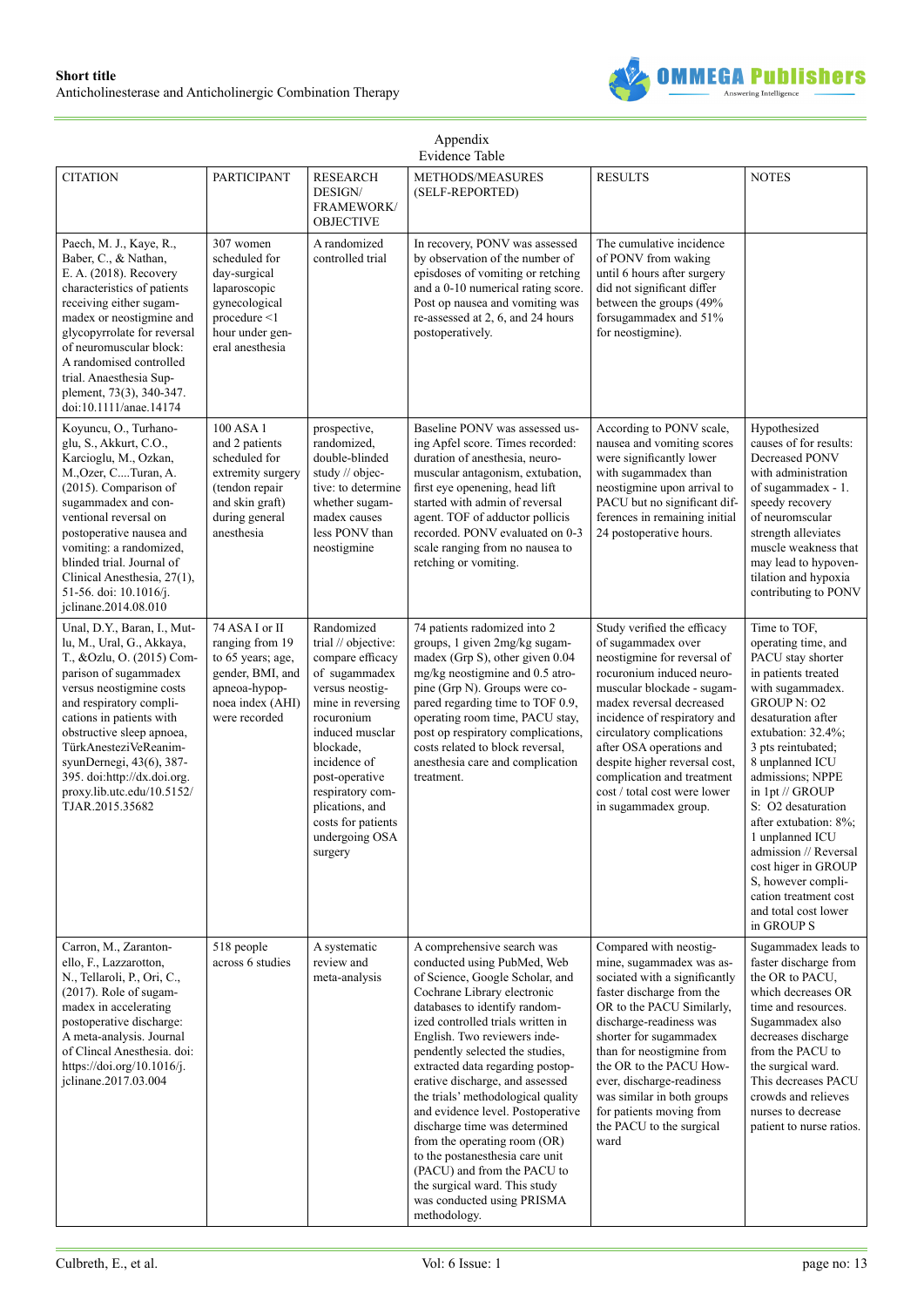Appendix

Evidence Table

| CITATION | PARTICIPANT | RESEARCH DESIGN/ FRAMEWORK/ OBJECTIVE | METHODS/MEASURES (SELF-REPORTED) | RESULTS | NOTES |
|---|---|---|---|---|---|
| Paech, M. J., Kaye, R., Baber, C., & Nathan, E. A. (2018). Recovery characteristics of patients receiving either sugammadex or neostigmine and glycopyrrolate for reversal of neuromuscular block: A randomised controlled trial. Anaesthesia Supplement, 73(3), 340-347. doi:10.1111/anae.14174 | 307 women scheduled for day-surgical laparoscopic gynecological procedure <1 hour under general anesthesia | A randomized controlled trial | In recovery, PONV was assessed by observation of the number of episdoses of vomiting or retching and a 0-10 numerical rating score. Post op nausea and vomiting was re-assessed at 2, 6, and 24 hours postoperatively. | The cumulative incidence of PONV from waking until 6 hours after surgery did not significant differ between the groups (49% forsugammadex and 51% for neostigmine). | |
| Koyuncu, O., Turhanoglu, S., Akkurt, C.O., Karcioglu, M., Ozkan, M.,Ozer, C....Turan, A. (2015). Comparison of sugammadex and conventional reversal on postoperative nausea and vomiting: a randomized, blinded trial. Journal of Clinical Anesthesia, 27(1), 51-56. doi: 10.1016/j.jclinane.2014.08.010 | 100 ASA 1 and 2 patients scheduled for extremity surgery (tendon repair and skin graft) during general anesthesia | prospective, randomized, double-blinded study // objective: to determine whether sugammadex causes less PONV than neostigmine | Baseline PONV was assessed using Apfel score. Times recorded: duration of anesthesia, neuromuscular antagonism, extubation, first eye openening, head lift started with admin of reversal agent. TOF of adductor pollicis recorded. PONV evaluated on 0-3 scale ranging from no nausea to retching or vomiting. | According to PONV scale, nausea and vomiting scores were significantly lower with sugammadex than neostigmine upon arrival to PACU but no significant differences in remaining initial 24 postoperative hours. | Hypothesized causes of for results: Decreased PONV with administration of sugammadex - 1. speedy recovery of neuromscular strength alleviates muscle weakness that may lead to hypoventilation and hypoxia contributing to PONV |
| Unal, D.Y., Baran, I., Mutlu, M., Ural, G., Akkaya, T., &Ozlu, O. (2015) Comparison of sugammadex versus neostigmine costs and respiratory complications in patients with obstructive sleep apnoea, TürkAnesteziVeReanimsyunDernegi, 43(6), 387-395. doi:http://dx.doi.org.proxy.lib.utc.edu/10.5152/TJAR.2015.35682 | 74 ASA I or II ranging from 19 to 65 years; age, gender, BMI, and apnoea-hypopnoea index (AHI) were recorded | Randomized trial // objective: compare efficacy of sugammadex versus neostigmine in reversing rocuronium induced musclar blockade, incidence of post-operative respiratory complications, and costs for patients undergoing OSA surgery | 74 patients radomized into 2 groups, 1 given 2mg/kg sugammadex (Grp S), other given 0.04 mg/kg neostigmine and 0.5 atropine (Grp N). Groups were compared regarding time to TOF 0.9, operating room time, PACU stay, post op respiratory complications, costs related to block reversal, anesthesia care and complication treatment. | Study verified the efficacy of sugammadex over neostigmine for reversal of rocuronium induced neuromuscular blockade - sugammadex reversal decreased incidence of respiratory and circulatory complications after OSA operations and despite higher reversal cost, complication and treatment cost / total cost were lower in sugammadex group. | Time to TOF, operating time, and PACU stay shorter in patients treated with sugammadex. GROUP N: O2 desaturation after extubation: 32.4%; 3 pts reintubated; 8 unplanned ICU admissions; NPPE in 1pt // GROUP S: O2 desaturation after extubation: 8%; 1 unplanned ICU admission // Reversal cost higer in GROUP S, however complication treatment cost and total cost lower in GROUP S |
| Carron, M., Zarantonello, F., Lazzarotton, N., Tellaroli, P., Ori, C., (2017). Role of sugammadex in accelerating postoperative discharge: A meta-analysis. Journal of Clincal Anesthesia. doi: https://doi.org/10.1016/j.jclinane.2017.03.004 | 518 people across 6 studies | A systematic review and meta-analysis | A comprehensive search was conducted using PubMed, Web of Science, Google Scholar, and Cochrane Library electronic databases to identify randomized controlled trials written in English. Two reviewers independently selected the studies, extracted data regarding postoperative discharge, and assessed the trials' methodological quality and evidence level. Postoperative discharge time was determined from the operating room (OR) to the postanesthesia care unit (PACU) and from the PACU to the surgical ward. This study was conducted using PRISMA methodology. | Compared with neostigmine, sugammadex was associated with a significantly faster discharge from the OR to the PACU Similarly, discharge-readiness was shorter for sugammadex than for neostigmine from the OR to the PACU However, discharge-readiness was similar in both groups for patients moving from the PACU to the surgical ward | Sugammadex leads to faster discharge from the OR to PACU, which decreases OR time and resources. Sugammadex also decreases discharge from the PACU to the surgical ward. This decreases PACU crowds and relieves nurses to decrease patient to nurse ratios. |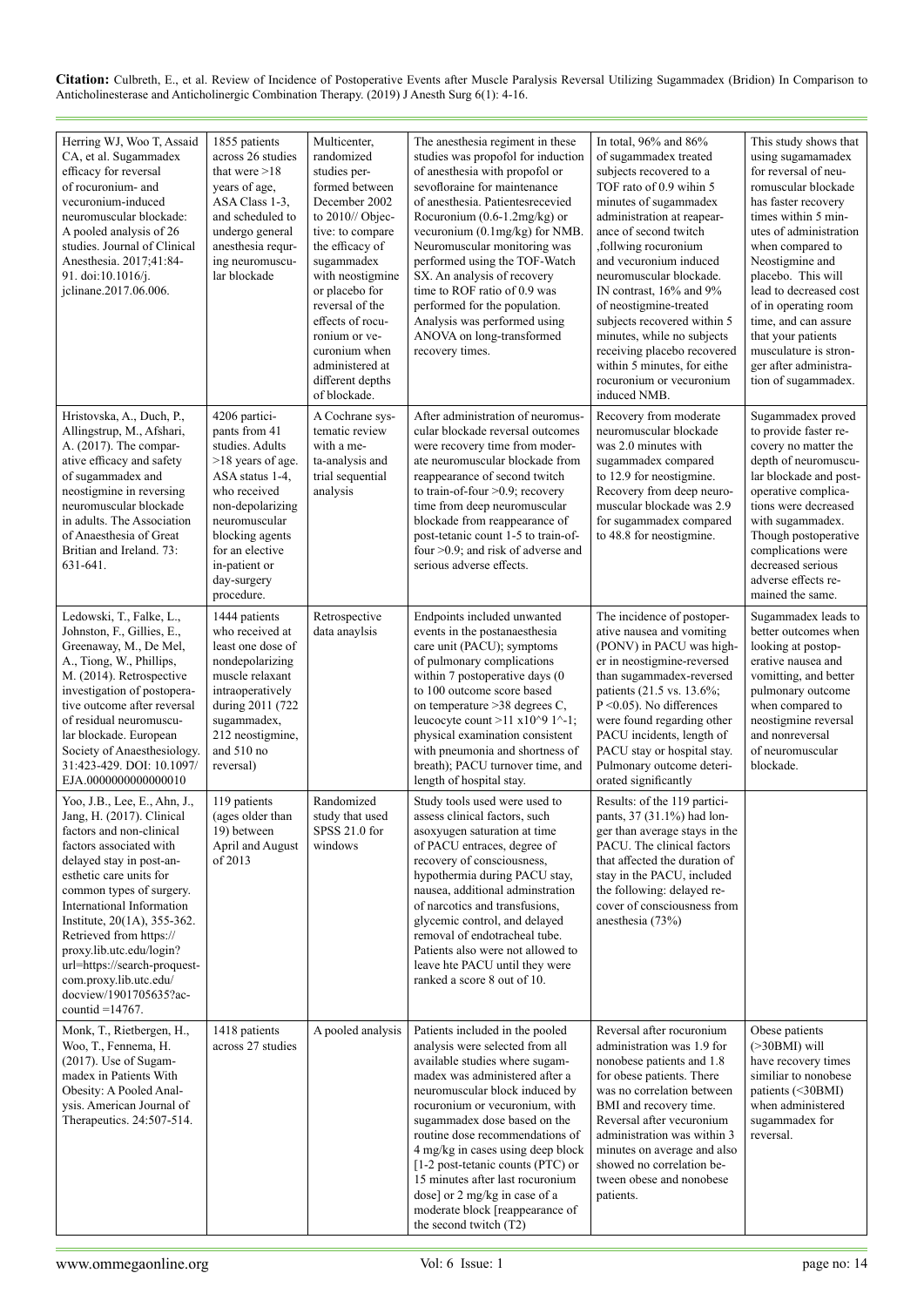| Herring WJ, Woo T, Assaid CA, et al. Sugammadex efficacy for reversal of rocuronium- and vecuronium-induced neuromuscular blockade: A pooled analysis of 26 studies. Journal of Clinical Anesthesia. 2017;41:84-91. doi:10.1016/j.jclinane.2017.06.006. | 1855 patients across 26 studies that were >18 years of age, ASA Class 1-3, and scheduled to undergo general anesthesia requring neuromuscular blockade | Multicenter, randomized studies performed between December 2002 to 2010// Objective: to compare the efficacy of sugammadex with neostigmine or placebo for reversal of the effects of rocuronium or vecuronium when administered at different depths of blockade. | The anesthesia regiment in these studies was propofol for induction of anesthesia with propofol or sevofloraine for maintenance of anesthesia. Patientsrecevied Rocuronium (0.6-1.2mg/kg) or vecuronium (0.1mg/kg) for NMB. Neuromuscular monitoring was performed using the TOF-Watch SX. An analysis of recovery time to ROF ratio of 0.9 was performed for the population. Analysis was performed using ANOVA on long-transformed recovery times. | In total, 96% and 86% of sugammadex treated subjects recovered to a TOF rato of 0.9 wihin 5 minutes of sugammadex administration at reapearance of second twitch ,follwing rocuronium and vecuronium induced neuromuscular blockade. IN contrast, 16% and 9% of neostigmine-treated subjects recovered within 5 minutes, while no subjects receiving placebo recovered within 5 minutes, for eithe rocuronium or vecuronium induced NMB. | This study shows that using sugamamadex for reversal of neuromuscular blockade has faster recovery times within 5 minutes of administration when compared to Neostigmine and placebo. This will lead to decreased cost of in operating room time, and can assure that your patients musculature is stronger after administration of sugammadex. |
|---|---|---|---|---|---|
| Hristovska, A., Duch, P., Allingstrup, M., Afshari, A. (2017). The comparative efficacy and safety of sugammadex and neostigmine in reversing neuromuscular blockade in adults. The Association of Anaesthesia of Great Britian and Ireland. 73: 631-641. | 4206 participants from 41 studies. Adults >18 years of age. ASA status 1-4, who received non-depolarizing neuromuscular blocking agents for an elective in-patient or day-surgery procedure. | A Cochrane systematic review with a meta-analysis and trial sequential analysis | After administration of neuromuscular blockade reversal outcomes were recovery time from moderate neuromuscular blockade from reappearance of second twitch to train-of-four >0.9; recovery time from deep neuromuscular blockade from reappearance of post-tetanic count 1-5 to train-of-four >0.9; and risk of adverse and serious adverse effects. | Recovery from moderate neuromuscular blockade was 2.0 minutes with sugammadex compared to 12.9 for neostigmine. Recovery from deep neuromuscular blockade was 2.9 for sugammadex compared to 48.8 for neostigmine. | Sugammadex proved to provide faster recovery no matter the depth of neuromuscular blockade and postoperative complications were decreased with sugammadex. Though postoperative complications were decreased serious adverse effects remained the same. |
| Ledowski, T., Falke, L., Johnston, F., Gillies, E., Greenaway, M., De Mel, A., Tiong, W., Phillips, M. (2014). Retrospective investigation of postoperative outcome after reversal of residual neuromuscular blockade. European Society of Anaesthesiology. 31:423-429. DOI: 10.1097/EJA.0000000000000010 | 1444 patients who received at least one dose of nondepolarizing muscle relaxant intraoperatively during 2011 (722 sugammadex, 212 neostigmine, and 510 no reversal) | Retrospective data anaylsis | Endpoints included unwanted events in the postanaesthesia care unit (PACU); symptoms of pulmonary complications within 7 postoperative days (0 to 100 outcome score based on temperature >38 degrees C, leucocyte count >11 x10^9 1^-1; physical examination consistent with pneumonia and shortness of breath); PACU turnover time, and length of hospital stay. | The incidence of postoperative nausea and vomiting (PONV) in PACU was higher in neostigmine-reversed than sugammadex-reversed patients (21.5 vs. 13.6%; P <0.05). No differences were found regarding other PACU incidents, length of PACU stay or hospital stay. Pulmonary outcome deteriorated significantly | Sugammadex leads to better outcomes when looking at postoperative nausea and vomitting, and better pulmonary outcome when compared to neostigmine reversal and nonreversal of neuromuscular blockade. |
| Yoo, J.B., Lee, E., Ahn, J., Jang, H. (2017). Clinical factors and non-clinical factors associated with delayed stay in post-anesthetic care units for common types of surgery. International Information Institute, 20(1A), 355-362. Retrieved from https://proxy.lib.utc.edu/login?url=https://search-proquest-com.proxy.lib.utc.edu/docview/1901705635?accountid =14767. | 119 patients (ages older than 19) between April and August of 2013 | Randomized study that used SPSS 21.0 for windows | Study tools used were used to assess clinical factors, such asoxyugen saturation at time of PACU entraces, degree of recovery of consciousness, hypothermia during PACU stay, nausea, additional adminstration of narcotics and transfusions, glycemic control, and delayed removal of endotracheal tube. Patients also were not allowed to leave hte PACU until they were ranked a score 8 out of 10. | Results: of the 119 participants, 37 (31.1%) had longer than average stays in the PACU. The clinical factors that affected the duration of stay in the PACU, included the following: delayed recover of consciousness from anesthesia (73%) | |
| Monk, T., Rietbergen, H., Woo, T., Fennema, H. (2017). Use of Sugammadex in Patients With Obesity: A Pooled Analysis. American Journal of Therapeutics. 24:507-514. | 1418 patients across 27 studies | A pooled analysis | Patients included in the pooled analysis were selected from all available studies where sugammadex was administered after a neuromuscular block induced by rocuronium or vecuronium, with sugammadex dose based on the routine dose recommendations of 4 mg/kg in cases using deep block [1-2 post-tetanic counts (PTC) or 15 minutes after last rocuronium dose] or 2 mg/kg in case of a moderate block [reappearance of the second twitch (T2) | Reversal after rocuronium administration was 1.9 for nonobese patients and 1.8 for obese patients. There was no correlation between BMI and recovery time. Reversal after vecuronium administration was within 3 minutes on average and also showed no correlation between obese and nonobese patients. | Obese patients (>30BMI) will have recovery times similiar to nonobese patients (<30BMI) when administered sugammadex for reversal. |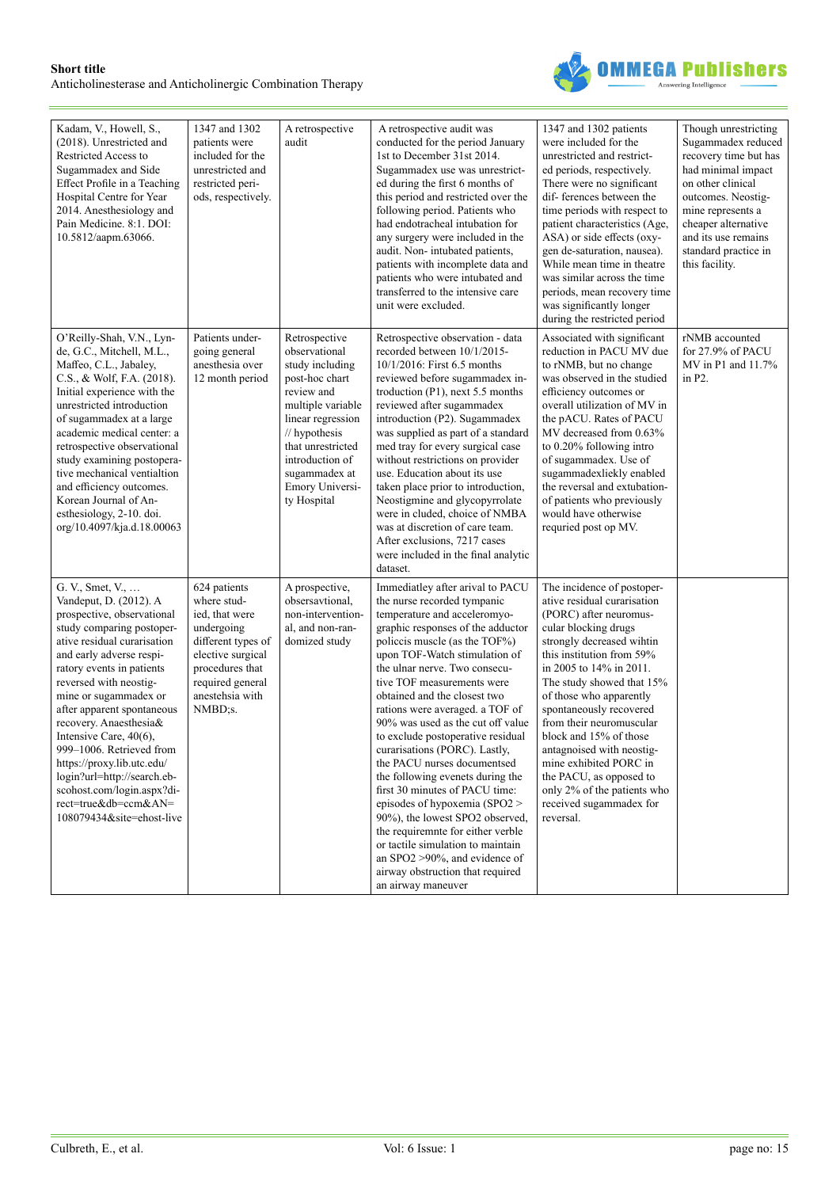| Kadam, V., Howell, S., (2018). Unrestricted and Restricted Access to Sugammadex and Side Effect Profile in a Teaching Hospital Centre for Year 2014. Anesthesiology and Pain Medicine. 8:1. DOI: 10.5812/aapm.63066. | 1347 and 1302 patients were included for the unrestricted and restricted periods, respectively. | A retrospective audit | A retrospective audit was conducted for the period January 1st to December 31st 2014. Sugammadex use was unrestricted during the first 6 months of this period and restricted over the following period. Patients who had endotracheal intubation for any surgery were included in the audit. Non- intubated patients, patients with incomplete data and patients who were intubated and transferred to the intensive care unit were excluded. | 1347 and 1302 patients were included for the unrestricted and restricted periods, respectively. There were no significant dif- ferences between the time periods with respect to patient characteristics (Age, ASA) or side effects (oxygen de-saturation, nausea). While mean time in theatre was similar across the time periods, mean recovery time was significantly longer during the restricted period | Though unrestricting Sugammadex reduced recovery time but has had minimal impact on other clinical outcomes. Neostigmine represents a cheaper alternative and its use remains standard practice in this facility. |
|---|---|---|---|---|---|
| O'Reilly-Shah, V.N., Lynde, G.C., Mitchell, M.L., Maffeo, C.L., Jabaley, C.S., & Wolf, F.A. (2018). Initial experience with the unrestricted introduction of sugammadex at a large academic medical center: a retrospective observational study examining postoperative mechanical ventialtion and efficiency outcomes. Korean Journal of Anesthesiology, 2-10. doi.org/10.4097/kja.d.18.00063 | Patients undergoing general anesthesia over 12 month period | Retrospective observational study including post-hoc chart review and multiple variable linear regression // hypothesis that unrestricted introduction of sugammadex at Emory University Hospital | Retrospective observation - data recorded between 10/1/2015-10/1/2016: First 6.5 months reviewed before sugammadex introduction (P1), next 5.5 months reviewed after sugammadex introduction (P2). Sugammadex was supplied as part of a standard med tray for every surgical case without restrictions on provider use. Education about its use taken place prior to introduction, Neostigmine and glycopyrrolate were in cluded, choice of NMBA was at discretion of care team. After exclusions, 7217 cases were included in the final analytic dataset. | Associated with significant reduction in PACU MV due to rNMB, but no change was observed in the studied efficiency outcomes or overall utilization of MV in the pACU. Rates of PACU MV decreased from 0.63% to 0.20% following intro of sugammadex. Use of sugammadexliekly enabled the reversal and extubation of patients who previously would have otherwise requried post op MV. | rNMB accounted for 27.9% of PACU MV in P1 and 11.7% in P2. |
| G. V., Smet, V., … Vandeput, D. (2012). A prospective, observational study comparing postoperative residual curarisation and early adverse respiratory events in patients reversed with neostigmine or sugammadex or after apparent spontaneous recovery. Anaesthesia& Intensive Care, 40(6), 999–1006. Retrieved from https://proxy.lib.utc.edu/login?url=http://search.ebscohost.com/login.aspx?direct=true&db=ccm&AN=108079434&site=ehost-live | 624 patients where studied, that were undergoing different types of elective surgical procedures that required general anestehsia with NMBD;s. | A prospective, obsersavtional, non-interventional, and non-randomized study | Immediatley after arival to PACU the nurse recorded tympanic temperature and acceleromyographic responses of the adductor policcis muscle (as the TOF%) upon TOF-Watch stimulation of the ulnar nerve. Two consecutive TOF measurements were obtained and the closest two rations were averaged. a TOF of 90% was used as the cut off value to exclude postoperative residual curarisations (PORC). Lastly, the PACU nurses documentsed the following evenets during the first 30 minutes of PACU time: episodes of hypoxemia (SPO2 > 90%), the lowest SPO2 observed, the requiremnte for either verble or tactile simulation to maintain an SPO2 >90%, and evidence of airway obstruction that required an airway maneuver | The incidence of postoperative residual curarisation (PORC) after neuromuscular blocking drugs strongly decreased wihtin this institution from 59% in 2005 to 14% in 2011. The study showed that 15% of those who apparently spontaneously recovered from their neuromuscular block and 15% of those antagnoised with neostigmine exhibited PORC in the PACU, as opposed to only 2% of the patients who received sugammadex for reversal. | |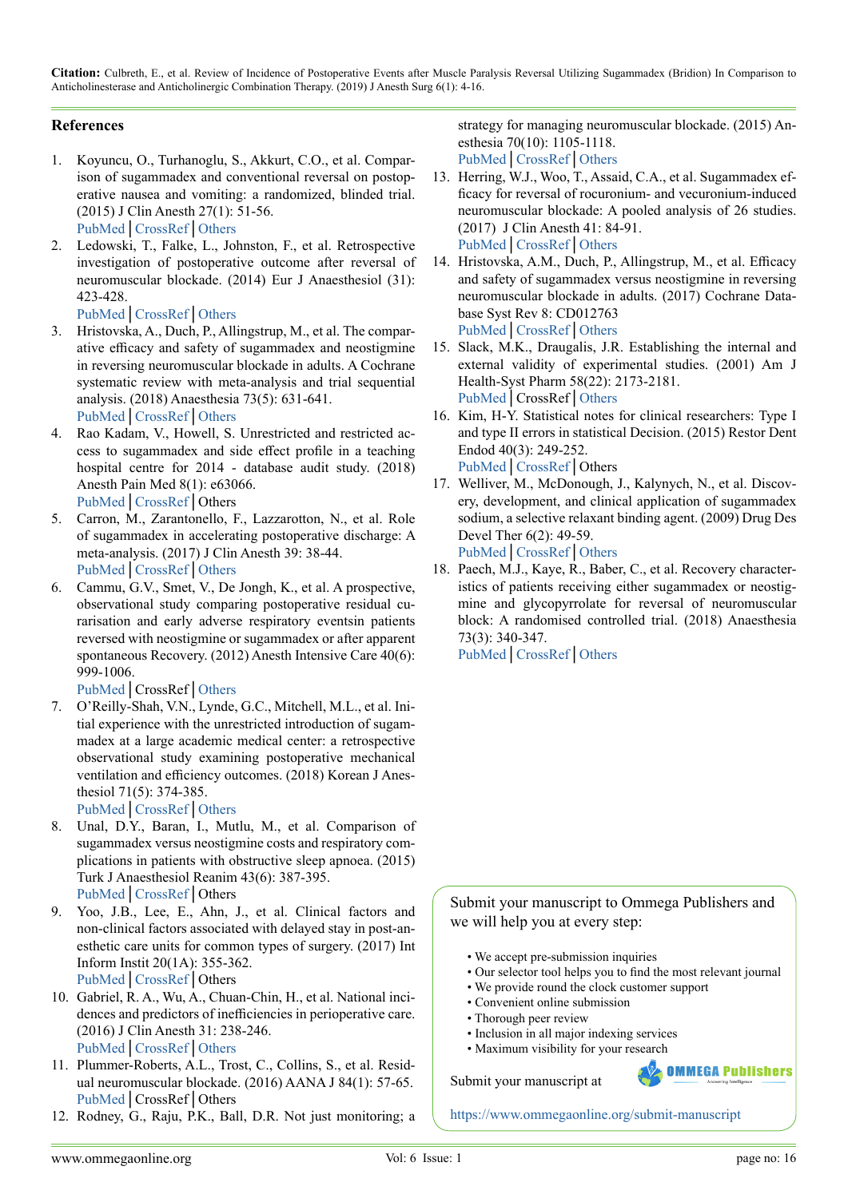## References

1. Koyuncu, O., Turhanoglu, S., Akkurt, C.O., et al. Comparison of sugammadex and conventional reversal on postoperative nausea and vomiting: a randomized, blinded trial. (2015) J Clin Anesth 27(1): 51-56.
PubMed | CrossRef | Others
2. Ledowski, T., Falke, L., Johnston, F., et al. Retrospective investigation of postoperative outcome after reversal of neuromuscular blockade. (2014) Eur J Anaesthesiol (31): 423-428.
PubMed | CrossRef | Others
3. Hristovska, A., Duch, P., Allingstrup, M., et al. The comparative efficacy and safety of sugammadex and neostigmine in reversing neuromuscular blockade in adults. A Cochrane systematic review with meta-analysis and trial sequential analysis. (2018) Anaesthesia 73(5): 631-641.
PubMed | CrossRef | Others
4. Rao Kadam, V., Howell, S. Unrestricted and restricted access to sugammadex and side effect profile in a teaching hospital centre for 2014 - database audit study. (2018) Anesth Pain Med 8(1): e63066.
PubMed | CrossRef | Others
5. Carron, M., Zarantonello, F., Lazzarotton, N., et al. Role of sugammadex in accelerating postoperative discharge: A meta-analysis. (2017) J Clin Anesth 39: 38-44.
PubMed | CrossRef | Others
6. Cammu, G.V., Smet, V., De Jongh, K., et al. A prospective, observational study comparing postoperative residual curarisation and early adverse respiratory eventsin patients reversed with neostigmine or sugammadex or after apparent spontaneous Recovery. (2012) Anesth Intensive Care 40(6): 999-1006.
PubMed | CrossRef | Others
7. O'Reilly-Shah, V.N., Lynde, G.C., Mitchell, M.L., et al. Initial experience with the unrestricted introduction of sugammadex at a large academic medical center: a retrospective observational study examining postoperative mechanical ventilation and efficiency outcomes. (2018) Korean J Anesthesiol 71(5): 374-385.
PubMed | CrossRef | Others
8. Unal, D.Y., Baran, I., Mutlu, M., et al. Comparison of sugammadex versus neostigmine costs and respiratory complications in patients with obstructive sleep apnoea. (2015) Turk J Anaesthesiol Reanim 43(6): 387-395.
PubMed | CrossRef | Others
9. Yoo, J.B., Lee, E., Ahn, J., et al. Clinical factors and non-clinical factors associated with delayed stay in post-anesthetic care units for common types of surgery. (2017) Int Inform Instit 20(1A): 355-362.
PubMed | CrossRef | Others
10. Gabriel, R. A., Wu, A., Chuan-Chin, H., et al. National incidences and predictors of inefficiencies in perioperative care. (2016) J Clin Anesth 31: 238-246.
PubMed | CrossRef | Others
11. Plummer-Roberts, A.L., Trost, C., Collins, S., et al. Residual neuromuscular blockade. (2016) AANA J 84(1): 57-65.
PubMed | CrossRef | Others
12. Rodney, G., Raju, P.K., Ball, D.R. Not just monitoring; a strategy for managing neuromuscular blockade. (2015) Anesthesia 70(10): 1105-1118.
PubMed | CrossRef | Others
13. Herring, W.J., Woo, T., Assaid, C.A., et al. Sugammadex efficacy for reversal of rocuronium- and vecuronium-induced neuromuscular blockade: A pooled analysis of 26 studies. (2017) J Clin Anesth 41: 84-91.
PubMed | CrossRef | Others
14. Hristovska, A.M., Duch, P., Allingstrup, M., et al. Efficacy and safety of sugammadex versus neostigmine in reversing neuromuscular blockade in adults. (2017) Cochrane Database Syst Rev 8: CD012763
PubMed | CrossRef | Others
15. Slack, M.K., Draugalis, J.R. Establishing the internal and external validity of experimental studies. (2001) Am J Health-Syst Pharm 58(22): 2173-2181.
PubMed | CrossRef | Others
16. Kim, H-Y. Statistical notes for clinical researchers: Type I and type II errors in statistical Decision. (2015) Restor Dent Endod 40(3): 249-252.
PubMed | CrossRef | Others
17. Welliver, M., McDonough, J., Kalynych, N., et al. Discovery, development, and clinical application of sugammadex sodium, a selective relaxant binding agent. (2009) Drug Des Devel Ther 6(2): 49-59.
PubMed | CrossRef | Others
18. Paech, M.J., Kaye, R., Baber, C., et al. Recovery characteristics of patients receiving either sugammadex or neostigmine and glycopyrrolate for reversal of neuromuscular block: A randomised controlled trial. (2018) Anaesthesia 73(3): 340-347.
PubMed | CrossRef | Others

Submit your manuscript to Ommega Publishers and we will help you at every step:

- We accept pre-submission inquiries
- Our selector tool helps you to find the most relevant journal
- We provide round the clock customer support
- Convenient online submission
- Thorough peer review
- Inclusion in all major indexing services
- Maximum visibility for your research

Submit your manuscript at OMMEGA Publishers

https://www.ommegaonline.org/submit-manuscript